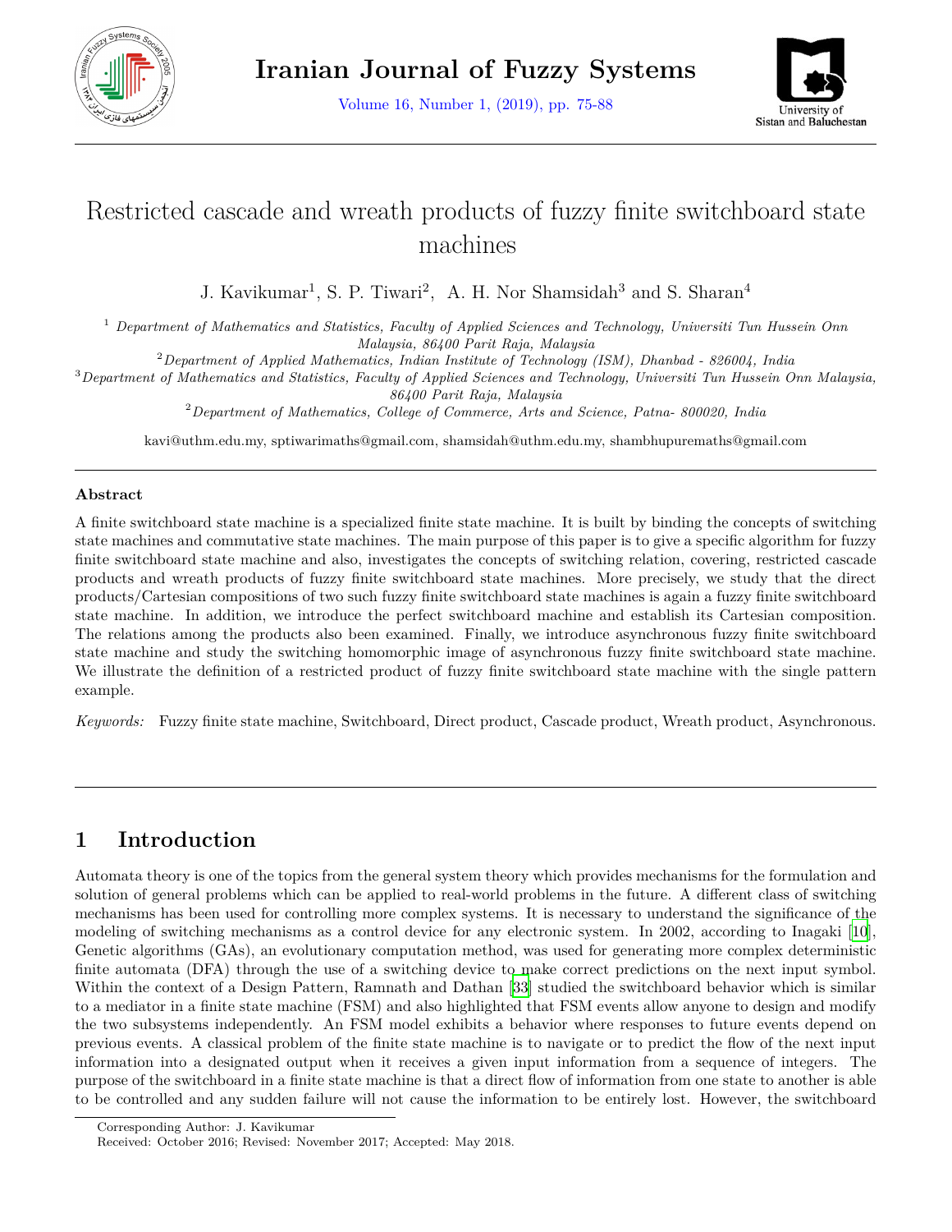# Restricted cascade and wreath products of fuzzy finite switchboard state machines

J. Kavikumar[1], S. P. Tiwari[2], A. H. Nor Shamsidah[3] and S. Sharan[4]

[1] *Department of Mathematics and Statistics, Faculty of Applied Sciences and Technology, Universiti Tun Hussein Onn Malaysia, 86400 Parit Raja, Malaysia*

[2] *Department of Applied Mathematics, Indian Institute of Technology (ISM), Dhanbad - 826004, India*

[3] *Department of Mathematics and Statistics, Faculty of Applied Sciences and Technology, Universiti Tun Hussein Onn Malaysia, 86400 Parit Raja, Malaysia*

[2] *Department of Mathematics, College of Commerce, Arts and Science, Patna- 800020, India*

kavi@uthm.edu.my, sptiwarimaths@gmail.com, shamsidah@uthm.edu.my, shambhupuremaths@gmail.com

---

**Abstract**

A finite switchboard state machine is a specialized finite state machine. It is built by binding the concepts of switching state machines and commutative state machines. The main purpose of this paper is to give a specific algorithm for fuzzy finite switchboard state machine and also, investigates the concepts of switching relation, covering, restricted cascade products and wreath products of fuzzy finite switchboard state machines. More precisely, we study that the direct products/Cartesian compositions of two such fuzzy finite switchboard state machines is again a fuzzy finite switchboard state machine. In addition, we introduce the perfect switchboard machine and establish its Cartesian composition. The relations among the products also been examined. Finally, we introduce asynchronous fuzzy finite switchboard state machine and study the switching homomorphic image of asynchronous fuzzy finite switchboard state machine. We illustrate the definition of a restricted product of fuzzy finite switchboard state machine with the single pattern example.

*Keywords:* Fuzzy finite state machine, Switchboard, Direct product, Cascade product, Wreath product, Asynchronous.

---

## 1 Introduction

Automata theory is one of the topics from the general system theory which provides mechanisms for the formulation and solution of general problems which can be applied to real-world problems in the future. A different class of switching mechanisms has been used for controlling more complex systems. It is necessary to understand the significance of the modeling of switching mechanisms as a control device for any electronic system. In 2002, according to Inagaki [10], Genetic algorithms (GAs), an evolutionary computation method, was used for generating more complex deterministic finite automata (DFA) through the use of a switching device to make correct predictions on the next input symbol. Within the context of a Design Pattern, Ramnath and Dathan [33] studied the switchboard behavior which is similar to a mediator in a finite state machine (FSM) and also highlighted that FSM events allow anyone to design and modify the two subsystems independently. An FSM model exhibits a behavior where responses to future events depend on previous events. A classical problem of the finite state machine is to navigate or to predict the flow of the next input information into a designated output when it receives a given input information from a sequence of integers. The purpose of the switchboard in a finite state machine is that a direct flow of information from one state to another is able to be controlled and any sudden failure will not cause the information to be entirely lost. However, the switchboard

Corresponding Author: J. Kavikumar

Received: October 2016; Revised: November 2017; Accepted: May 2018.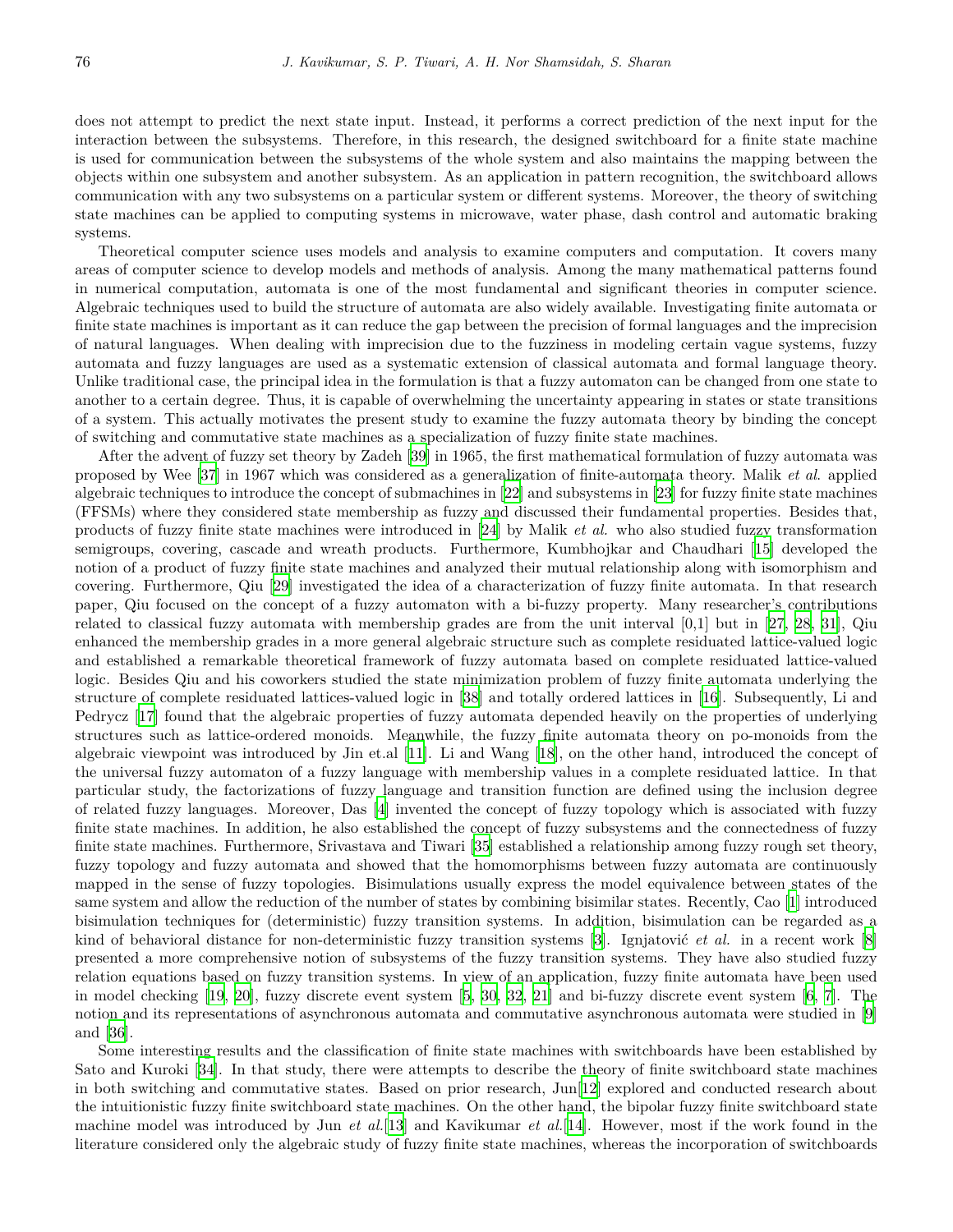does not attempt to predict the next state input. Instead, it performs a correct prediction of the next input for the interaction between the subsystems. Therefore, in this research, the designed switchboard for a finite state machine is used for communication between the subsystems of the whole system and also maintains the mapping between the objects within one subsystem and another subsystem. As an application in pattern recognition, the switchboard allows communication with any two subsystems on a particular system or different systems. Moreover, the theory of switching state machines can be applied to computing systems in microwave, water phase, dash control and automatic braking systems.

Theoretical computer science uses models and analysis to examine computers and computation. It covers many areas of computer science to develop models and methods of analysis. Among the many mathematical patterns found in numerical computation, automata is one of the most fundamental and significant theories in computer science. Algebraic techniques used to build the structure of automata are also widely available. Investigating finite automata or finite state machines is important as it can reduce the gap between the precision of formal languages and the imprecision of natural languages. When dealing with imprecision due to the fuzziness in modeling certain vague systems, fuzzy automata and fuzzy languages are used as a systematic extension of classical automata and formal language theory. Unlike traditional case, the principal idea in the formulation is that a fuzzy automaton can be changed from one state to another to a certain degree. Thus, it is capable of overwhelming the uncertainty appearing in states or state transitions of a system. This actually motivates the present study to examine the fuzzy automata theory by binding the concept of switching and commutative state machines as a specialization of fuzzy finite state machines.

After the advent of fuzzy set theory by Zadeh [39] in 1965, the first mathematical formulation of fuzzy automata was proposed by Wee [37] in 1967 which was considered as a generalization of finite-automata theory. Malik *et al.* applied algebraic techniques to introduce the concept of submachines in [22] and subsystems in [23] for fuzzy finite state machines (FFSMs) where they considered state membership as fuzzy and discussed their fundamental properties. Besides that, products of fuzzy finite state machines were introduced in [24] by Malik *et al.* who also studied fuzzy transformation semigroups, covering, cascade and wreath products. Furthermore, Kumbhojkar and Chaudhari [15] developed the notion of a product of fuzzy finite state machines and analyzed their mutual relationship along with isomorphism and covering. Furthermore, Qiu [29] investigated the idea of a characterization of fuzzy finite automata. In that research paper, Qiu focused on the concept of a fuzzy automaton with a bi-fuzzy property. Many researcher's contributions related to classical fuzzy automata with membership grades are from the unit interval [0,1] but in [27, 28, 31], Qiu enhanced the membership grades in a more general algebraic structure such as complete residuated lattice-valued logic and established a remarkable theoretical framework of fuzzy automata based on complete residuated lattice-valued logic. Besides Qiu and his coworkers studied the state minimization problem of fuzzy finite automata underlying the structure of complete residuated lattices-valued logic in [38] and totally ordered lattices in [16]. Subsequently, Li and Pedrycz [17] found that the algebraic properties of fuzzy automata depended heavily on the properties of underlying structures such as lattice-ordered monoids. Meanwhile, the fuzzy finite automata theory on po-monoids from the algebraic viewpoint was introduced by Jin et.al [11]. Li and Wang [18], on the other hand, introduced the concept of the universal fuzzy automaton of a fuzzy language with membership values in a complete residuated lattice. In that particular study, the factorizations of fuzzy language and transition function are defined using the inclusion degree of related fuzzy languages. Moreover, Das [4] invented the concept of fuzzy topology which is associated with fuzzy finite state machines. In addition, he also established the concept of fuzzy subsystems and the connectedness of fuzzy finite state machines. Furthermore, Srivastava and Tiwari [35] established a relationship among fuzzy rough set theory, fuzzy topology and fuzzy automata and showed that the homomorphisms between fuzzy automata are continuously mapped in the sense of fuzzy topologies. Bisimulations usually express the model equivalence between states of the same system and allow the reduction of the number of states by combining bisimilar states. Recently, Cao [1] introduced bisimulation techniques for (deterministic) fuzzy transition systems. In addition, bisimulation can be regarded as a kind of behavioral distance for non-deterministic fuzzy transition systems [3]. Ignjatović *et al.* in a recent work [8] presented a more comprehensive notion of subsystems of the fuzzy transition systems. They have also studied fuzzy relation equations based on fuzzy transition systems. In view of an application, fuzzy finite automata have been used in model checking [19, 20], fuzzy discrete event system [5, 30, 32, 21] and bi-fuzzy discrete event system [6, 7]. The notion and its representations of asynchronous automata and commutative asynchronous automata were studied in [9] and [36].

Some interesting results and the classification of finite state machines with switchboards have been established by Sato and Kuroki [34]. In that study, there were attempts to describe the theory of finite switchboard state machines in both switching and commutative states. Based on prior research, Jun[12] explored and conducted research about the intuitionistic fuzzy finite switchboard state machines. On the other hand, the bipolar fuzzy finite switchboard state machine model was introduced by Jun *et al.*[13] and Kavikumar *et al.*[14]. However, most if the work found in the literature considered only the algebraic study of fuzzy finite state machines, whereas the incorporation of switchboards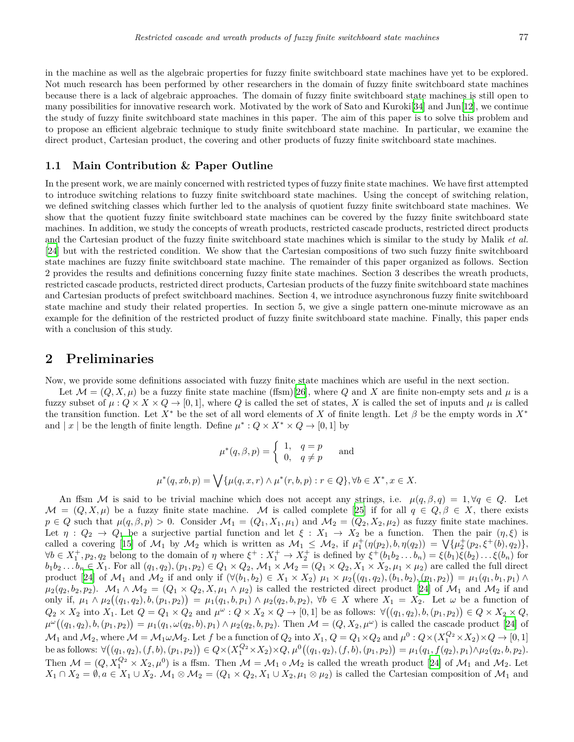in the machine as well as the algebraic properties for fuzzy finite switchboard state machines have yet to be explored. Not much research has been performed by other researchers in the domain of fuzzy finite switchboard state machines because there is a lack of algebraic approaches. The domain of fuzzy finite switchboard state machines is still open to many possibilities for innovative research work. Motivated by the work of Sato and Kuroki[34] and Jun[12], we continue the study of fuzzy finite switchboard state machines in this paper. The aim of this paper is to solve this problem and to propose an efficient algebraic technique to study finite switchboard state machine. In particular, we examine the direct product, Cartesian product, the covering and other products of fuzzy finite switchboard state machines.

### 1.1 Main Contribution & Paper Outline

In the present work, we are mainly concerned with restricted types of fuzzy finite state machines. We have first attempted to introduce switching relations to fuzzy finite switchboard state machines. Using the concept of switching relation, we defined switching classes which further led to the analysis of quotient fuzzy finite switchboard state machines. We show that the quotient fuzzy finite switchboard state machines can be covered by the fuzzy finite switchboard state machines. In addition, we study the concepts of wreath products, restricted cascade products, restricted direct products and the Cartesian product of the fuzzy finite switchboard state machines which is similar to the study by Malik *et al.* [24] but with the restricted condition. We show that the Cartesian compositions of two such fuzzy finite switchboard state machines are fuzzy finite switchboard state machine. The remainder of this paper organized as follows. Section 2 provides the results and definitions concerning fuzzy finite state machines. Section 3 describes the wreath products, restricted cascade products, restricted direct products, Cartesian products of the fuzzy finite switchboard state machines and Cartesian products of prefect switchboard machines. Section 4, we introduce asynchronous fuzzy finite switchboard state machine and study their related properties. In section 5, we give a single pattern one-minute microwave as an example for the definition of the restricted product of fuzzy finite switchboard state machine. Finally, this paper ends with a conclusion of this study.

## 2 Preliminaries

Now, we provide some definitions associated with fuzzy finite state machines which are useful in the next section.

Let $\mathcal{M} = (Q, X, \mu)$ be a fuzzy finite state machine (ffsm)[26], where $Q$ and $X$ are finite non-empty sets and $\mu$ is a fuzzy subset of $\mu : Q \times X \times Q \to [0, 1]$, where $Q$ is called the set of states, $X$ is called the set of inputs and $\mu$ is called the transition function. Let $X^*$ be the set of all word elements of $X$ of finite length. Let $\beta$ be the empty words in $X^*$ and $|\, x \,|$ be the length of finite length. Define $\mu^* : Q \times X^* \times Q \to [0, 1]$ by

$$\mu^*(q, \beta, p) = \begin{cases} 1, & q = p \\ 0, & q \neq p \end{cases} \quad \text{and}$$

$$\mu^*(q, xb, p) = \bigvee \{\mu(q, x, r) \wedge \mu^*(r, b, p) : r \in Q\}, \forall b \in X^*, x \in X.$$

An ffsm $\mathcal{M}$ is said to be trivial machine which does not accept any strings, i.e. $\mu(q, \beta, q) = 1, \forall q \in Q$. Let $\mathcal{M} = (Q, X, \mu)$ be a fuzzy finite state machine. $\mathcal{M}$ is called complete [25] if for all $q \in Q, \beta \in X$, there exists $p \in Q$ such that $\mu(q, \beta, p) > 0$. Consider $\mathcal{M}_1 = (Q_1, X_1, \mu_1)$ and $\mathcal{M}_2 = (Q_2, X_2, \mu_2)$ as fuzzy finite state machines. Let $\eta : Q_2 \to Q_1$ be a surjective partial function and let $\xi : X_1 \to X_2$ be a function. Then the pair $(\eta, \xi)$ is called a covering [15] of $\mathcal{M}_1$ by $\mathcal{M}_2$ which is written as $\mathcal{M}_1 \leq \mathcal{M}_2$, if $\mu_1^+(\eta(p_2), b, \eta(q_2)) = \bigvee\{\mu_2^+(p_2, \xi^+(b), q_2)\}$, $\forall b \in X_1^+, p_2, q_2$ belong to the domain of $\eta$ where $\xi^+ : X_1^+ \to X_2^+$ is defined by $\xi^+(b_1 b_2 \ldots b_n) = \xi(b_1)\xi(b_2)\ldots\xi(b_n)$ for $b_1 b_2 \ldots b_n \in X_1$. For all $(q_1, q_2), (p_1, p_2) \in Q_1 \times Q_2$, $\mathcal{M}_1 \times \mathcal{M}_2 = (Q_1 \times Q_2, X_1 \times X_2, \mu_1 \times \mu_2)$ are called the full direct product [24] of $\mathcal{M}_1$ and $\mathcal{M}_2$ if and only if $(\forall (b_1, b_2) \in X_1 \times X_2)$ $\mu_1 \times \mu_2\big((q_1, q_2), (b_1, b_2), (p_1, p_2)\big) = \mu_1(q_1, b_1, p_1) \wedge \mu_2(q_2, b_2, p_2)$. $\mathcal{M}_1 \wedge \mathcal{M}_2 = (Q_1 \times Q_2, X, \mu_1 \wedge \mu_2)$ is called the restricted direct product [24] of $\mathcal{M}_1$ and $\mathcal{M}_2$ if and only if, $\mu_1 \wedge \mu_2\big((q_1, q_2), b, (p_1, p_2)\big) = \mu_1(q_1, b, p_1) \wedge \mu_2(q_2, b, p_2)$, $\forall b \in X$ where $X_1 = X_2$. Let $\omega$ be a function of $Q_2 \times X_2$ into $X_1$. Let $Q = Q_1 \times Q_2$ and $\mu^\omega : Q \times X_2 \times Q \to [0, 1]$ be as follows: $\forall \big((q_1, q_2), b, (p_1, p_2)\big) \in Q \times X_2 \times Q$, $\mu^\omega\big((q_1, q_2), b, (p_1, p_2)\big) = \mu_1(q_1, \omega(q_2, b), p_1) \wedge \mu_2(q_2, b, p_2)$. Then $\mathcal{M} = (Q, X_2, \mu^\omega)$ is called the cascade product [24] of $\mathcal{M}_1$ and $\mathcal{M}_2$, where $\mathcal{M} = \mathcal{M}_1 \omega \mathcal{M}_2$. Let $f$ be a function of $Q_2$ into $X_1$, $Q = Q_1 \times Q_2$ and $\mu^0 : Q \times (X_1^{Q_2} \times X_2) \times Q \to [0, 1]$ be as follows: $\forall \big((q_1, q_2), (f, b), (p_1, p_2)\big) \in Q \times (X_1^{Q_2} \times X_2) \times Q$, $\mu^0\big((q_1, q_2), (f, b), (p_1, p_2)\big) = \mu_1(q_1, f(q_2), p_1) \wedge \mu_2(q_2, b, p_2)$. Then $\mathcal{M} = (Q, X_1^{Q_2} \times X_2, \mu^0)$ is a ffsm. Then $\mathcal{M} = \mathcal{M}_1 \circ \mathcal{M}_2$ is called the wreath product [24] of $\mathcal{M}_1$ and $\mathcal{M}_2$. Let $X_1 \cap X_2 = \emptyset, a \in X_1 \cup X_2$. $\mathcal{M}_1 \otimes \mathcal{M}_2 = (Q_1 \times Q_2, X_1 \cup X_2, \mu_1 \otimes \mu_2)$ is called the Cartesian composition of $\mathcal{M}_1$ and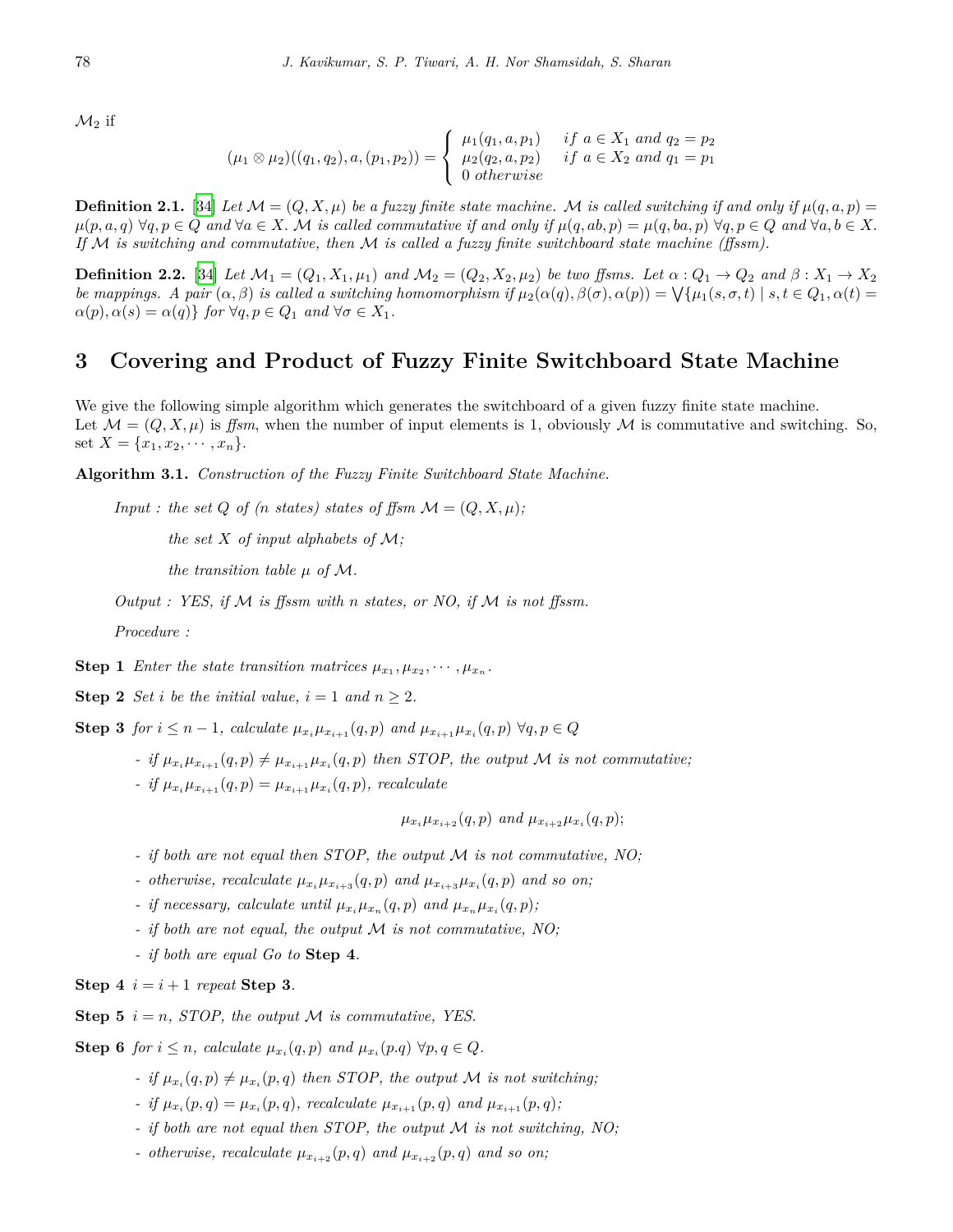$\mathcal{M}_2$ if

$$(\mu_1 \otimes \mu_2)((q_1, q_2), a, (p_1, p_2)) = \begin{cases} \mu_1(q_1, a, p_1) & if\ a \in X_1\ and\ q_2 = p_2 \\ \mu_2(q_2, a, p_2) & if\ a \in X_2\ and\ q_1 = p_1 \\ 0\ otherwise \end{cases}$$

**Definition 2.1.** [34] *Let $\mathcal{M} = (Q, X, \mu)$ be a fuzzy finite state machine. $\mathcal{M}$ is called switching if and only if $\mu(q, a, p) = \mu(p, a, q)$ $\forall q, p \in Q$ and $\forall a \in X$. $\mathcal{M}$ is called commutative if and only if $\mu(q, ab, p) = \mu(q, ba, p)$ $\forall q, p \in Q$ and $\forall a, b \in X$. If $\mathcal{M}$ is switching and commutative, then $\mathcal{M}$ is called a fuzzy finite switchboard state machine (ffssm).*

**Definition 2.2.** [34] *Let $\mathcal{M}_1 = (Q_1, X_1, \mu_1)$ and $\mathcal{M}_2 = (Q_2, X_2, \mu_2)$ be two ffsms. Let $\alpha : Q_1 \to Q_2$ and $\beta : X_1 \to X_2$ be mappings. A pair $(\alpha, \beta)$ is called a switching homomorphism if $\mu_2(\alpha(q), \beta(\sigma), \alpha(p)) = \bigvee\{\mu_1(s, \sigma, t) \mid s, t \in Q_1, \alpha(t) = \alpha(p), \alpha(s) = \alpha(q)\}$ for $\forall q, p \in Q_1$ and $\forall \sigma \in X_1$.*

# 3 Covering and Product of Fuzzy Finite Switchboard State Machine

We give the following simple algorithm which generates the switchboard of a given fuzzy finite state machine.
Let $\mathcal{M} = (Q, X, \mu)$ is *ffsm*, when the number of input elements is 1, obviously $\mathcal{M}$ is commutative and switching. So, set $X = \{x_1, x_2, \cdots, x_n\}$.

**Algorithm 3.1.** *Construction of the Fuzzy Finite Switchboard State Machine.*

*Input : the set $Q$ of (n states) states of ffsm $\mathcal{M} = (Q, X, \mu)$;*

*the set $X$ of input alphabets of $\mathcal{M}$;*

*the transition table $\mu$ of $\mathcal{M}$.*

*Output : YES, if $\mathcal{M}$ is ffssm with n states, or NO, if $\mathcal{M}$ is not ffssm.*

*Procedure :*

**Step 1** *Enter the state transition matrices $\mu_{x_1}, \mu_{x_2}, \cdots, \mu_{x_n}$.*

**Step 2** *Set $i$ be the initial value, $i = 1$ and $n \geq 2$.*

**Step 3** *for $i \leq n - 1$, calculate $\mu_{x_i}\mu_{x_{i+1}}(q, p)$ and $\mu_{x_{i+1}}\mu_{x_i}(q, p)$ $\forall q, p \in Q$*

- *if $\mu_{x_i}\mu_{x_{i+1}}(q, p) \neq \mu_{x_{i+1}}\mu_{x_i}(q, p)$ then STOP, the output $\mathcal{M}$ is not commutative;*
- *if $\mu_{x_i}\mu_{x_{i+1}}(q, p) = \mu_{x_{i+1}}\mu_{x_i}(q, p)$, recalculate*

$$\mu_{x_i}\mu_{x_{i+2}}(q, p) \text{ and } \mu_{x_{i+2}}\mu_{x_i}(q, p);$$

- *if both are not equal then STOP, the output $\mathcal{M}$ is not commutative, NO;*
- *otherwise, recalculate $\mu_{x_i}\mu_{x_{i+3}}(q, p)$ and $\mu_{x_{i+3}}\mu_{x_i}(q, p)$ and so on;*
- *if necessary, calculate until $\mu_{x_i}\mu_{x_n}(q, p)$ and $\mu_{x_n}\mu_{x_i}(q, p)$;*
- *if both are not equal, the output $\mathcal{M}$ is not commutative, NO;*
- *if both are equal Go to* **Step 4**.

**Step 4** *$i = i + 1$ repeat* **Step 3**.

**Step 5** *$i = n$, STOP, the output $\mathcal{M}$ is commutative, YES.*

**Step 6** *for $i \leq n$, calculate $\mu_{x_i}(q, p)$ and $\mu_{x_i}(p.q)$ $\forall p, q \in Q$.*

- *if $\mu_{x_i}(q, p) \neq \mu_{x_i}(p, q)$ then STOP, the output $\mathcal{M}$ is not switching;*
- *if $\mu_{x_i}(p, q) = \mu_{x_i}(p, q)$, recalculate $\mu_{x_{i+1}}(p, q)$ and $\mu_{x_{i+1}}(p, q)$;*
- *if both are not equal then STOP, the output $\mathcal{M}$ is not switching, NO;*
- *otherwise, recalculate $\mu_{x_{i+2}}(p, q)$ and $\mu_{x_{i+2}}(p, q)$ and so on;*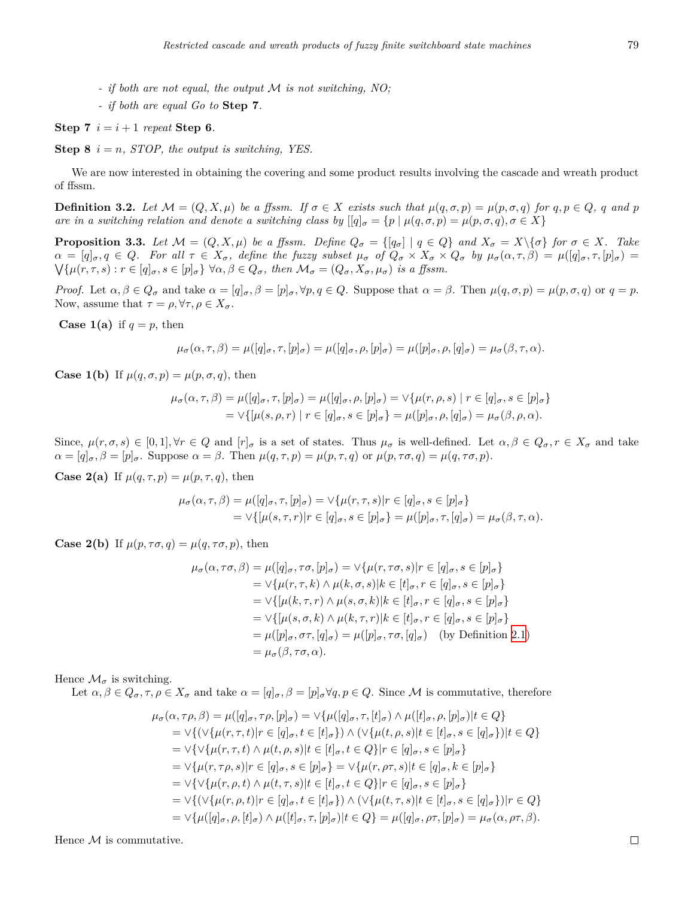- *if both are not equal, the output $\mathcal{M}$ is not switching, NO;*
- *if both are equal Go to* **Step 7**.

**Step 7** *$i = i + 1$ repeat* **Step 6**.

**Step 8** *$i = n$, STOP, the output is switching, YES.*

We are now interested in obtaining the covering and some product results involving the cascade and wreath product of ffssm.

**Definition 3.2.** *Let $\mathcal{M} = (Q, X, \mu)$ be a ffssm. If $\sigma \in X$ exists such that $\mu(q, \sigma, p) = \mu(p, \sigma, q)$ for $q, p \in Q$, $q$ and $p$ are in a switching relation and denote a switching class by $[[q]_\sigma = \{p \mid \mu(q, \sigma, p) = \mu(p, \sigma, q), \sigma \in X\}$*

**Proposition 3.3.** *Let $\mathcal{M} = (Q, X, \mu)$ be a ffssm. Define $Q_\sigma = \{[q_\sigma] \mid q \in Q\}$ and $X_\sigma = X \backslash \{\sigma\}$ for $\sigma \in X$. Take $\alpha = [q]_\sigma, q \in Q$. For all $\tau \in X_\sigma$, define the fuzzy subset $\mu_\sigma$ of $Q_\sigma \times X_\sigma \times Q_\sigma$ by $\mu_\sigma(\alpha, \tau, \beta) = \mu([q]_\sigma, \tau, [p]_\sigma) = \bigvee\{\mu(r, \tau, s) : r \in [q]_\sigma, s \in [p]_\sigma\}$ $\forall \alpha, \beta \in Q_\sigma$, then $\mathcal{M}_\sigma = (Q_\sigma, X_\sigma, \mu_\sigma)$ is a ffssm.*

*Proof.* Let $\alpha, \beta \in Q_\sigma$ and take $\alpha = [q]_\sigma, \beta = [p]_\sigma, \forall p, q \in Q$. Suppose that $\alpha = \beta$. Then $\mu(q, \sigma, p) = \mu(p, \sigma, q)$ or $q = p$. Now, assume that $\tau = \rho, \forall \tau, \rho \in X_\sigma$.

**Case 1(a)** if $q = p$, then

$$\mu_\sigma(\alpha, \tau, \beta) = \mu([q]_\sigma, \tau, [p]_\sigma) = \mu([q]_\sigma, \rho, [p]_\sigma) = \mu([p]_\sigma, \rho, [q]_\sigma) = \mu_\sigma(\beta, \tau, \alpha).$$

**Case 1(b)** If $\mu(q, \sigma, p) = \mu(p, \sigma, q)$, then

$$\begin{aligned}\mu_\sigma(\alpha, \tau, \beta) &= \mu([q]_\sigma, \tau, [p]_\sigma) = \mu([q]_\sigma, \rho, [p]_\sigma) = \vee\{\mu(r, \rho, s) \mid r \in [q]_\sigma, s \in [p]_\sigma\} \\ &= \vee\{[\mu(s, \rho, r) \mid r \in [q]_\sigma, s \in [p]_\sigma\} = \mu([p]_\sigma, \rho, [q]_\sigma) = \mu_\sigma(\beta, \rho, \alpha).\end{aligned}$$

Since, $\mu(r, \sigma, s) \in [0, 1], \forall r \in Q$ and $[r]_\sigma$ is a set of states. Thus $\mu_\sigma$ is well-defined. Let $\alpha, \beta \in Q_\sigma, r \in X_\sigma$ and take $\alpha = [q]_\sigma, \beta = [p]_\sigma$. Suppose $\alpha = \beta$. Then $\mu(q, \tau, p) = \mu(p, \tau, q)$ or $\mu(p, \tau\sigma, q) = \mu(q, \tau\sigma, p)$.

**Case 2(a)** If $\mu(q, \tau, p) = \mu(p, \tau, q)$, then

$$\begin{aligned}\mu_\sigma(\alpha, \tau, \beta) &= \mu([q]_\sigma, \tau, [p]_\sigma) = \vee\{\mu(r, \tau, s) | r \in [q]_\sigma, s \in [p]_\sigma\} \\ &= \vee\{[\mu(s, \tau, r) | r \in [q]_\sigma, s \in [p]_\sigma\} = \mu([p]_\sigma, \tau, [q]_\sigma) = \mu_\sigma(\beta, \tau, \alpha).\end{aligned}$$

**Case 2(b)** If $\mu(p, \tau\sigma, q) = \mu(q, \tau\sigma, p)$, then

$$\begin{aligned}\mu_\sigma(\alpha, \tau\sigma, \beta) &= \mu([q]_\sigma, \tau\sigma, [p]_\sigma) = \vee\{\mu(r, \tau\sigma, s) | r \in [q]_\sigma, s \in [p]_\sigma\} \\ &= \vee\{\mu(r, \tau, k) \wedge \mu(k, \sigma, s) | k \in [t]_\sigma, r \in [q]_\sigma, s \in [p]_\sigma\} \\ &= \vee\{[\mu(k, \tau, r) \wedge \mu(s, \sigma, k) | k \in [t]_\sigma, r \in [q]_\sigma, s \in [p]_\sigma\} \\ &= \vee\{[\mu(s, \sigma, k) \wedge \mu(k, \tau, r) | k \in [t]_\sigma, r \in [q]_\sigma, s \in [p]_\sigma\} \\ &= \mu([p]_\sigma, \sigma\tau, [q]_\sigma) = \mu([p]_\sigma, \tau\sigma, [q]_\sigma) \quad \text{(by Definition 2.1)} \\ &= \mu_\sigma(\beta, \tau\sigma, \alpha).\end{aligned}$$

Hence $\mathcal{M}_\sigma$ is switching.

Let $\alpha, \beta \in Q_\sigma, \tau, \rho \in X_\sigma$ and take $\alpha = [q]_\sigma, \beta = [p]_\sigma \forall q, p \in Q$. Since $\mathcal{M}$ is commutative, therefore

$$\begin{aligned}\mu_\sigma(\alpha, \tau\rho, \beta) &= \mu([q]_\sigma, \tau\rho, [p]_\sigma) = \vee\{\mu([q]_\sigma, \tau, [t]_\sigma) \wedge \mu([t]_\sigma, \rho, [p]_\sigma) | t \in Q\} \\ &= \vee\{(\vee\{\mu(r, \tau, t) | r \in [q]_\sigma, t \in [t]_\sigma\}) \wedge (\vee\{\mu(t, \rho, s) | t \in [t]_\sigma, s \in [q]_\sigma\}) | t \in Q\} \\ &= \vee\{\vee\{\mu(r, \tau, t) \wedge \mu(t, \rho, s) | t \in [t]_\sigma, t \in Q\} | r \in [q]_\sigma, s \in [p]_\sigma\} \\ &= \vee\{\mu(r, \tau\rho, s) | r \in [q]_\sigma, s \in [p]_\sigma\} = \vee\{\mu(r, \rho\tau, s) | t \in [q]_\sigma, k \in [p]_\sigma\} \\ &= \vee\{\vee\{\mu(r, \rho, t) \wedge \mu(t, \tau, s) | t \in [t]_\sigma, t \in Q\} | r \in [q]_\sigma, s \in [p]_\sigma\} \\ &= \vee\{(\vee\{\mu(r, \rho, t) | r \in [q]_\sigma, t \in [t]_\sigma\}) \wedge (\vee\{\mu(t, \tau, s) | t \in [t]_\sigma, s \in [q]_\sigma\}) | r \in Q\} \\ &= \vee\{\mu([q]_\sigma, \rho, [t]_\sigma) \wedge \mu([t]_\sigma, \tau, [p]_\sigma) | t \in Q\} = \mu([q]_\sigma, \rho\tau, [p]_\sigma) = \mu_\sigma(\alpha, \rho\tau, \beta).\end{aligned}$$

Hence $\mathcal{M}$ is commutative. ∎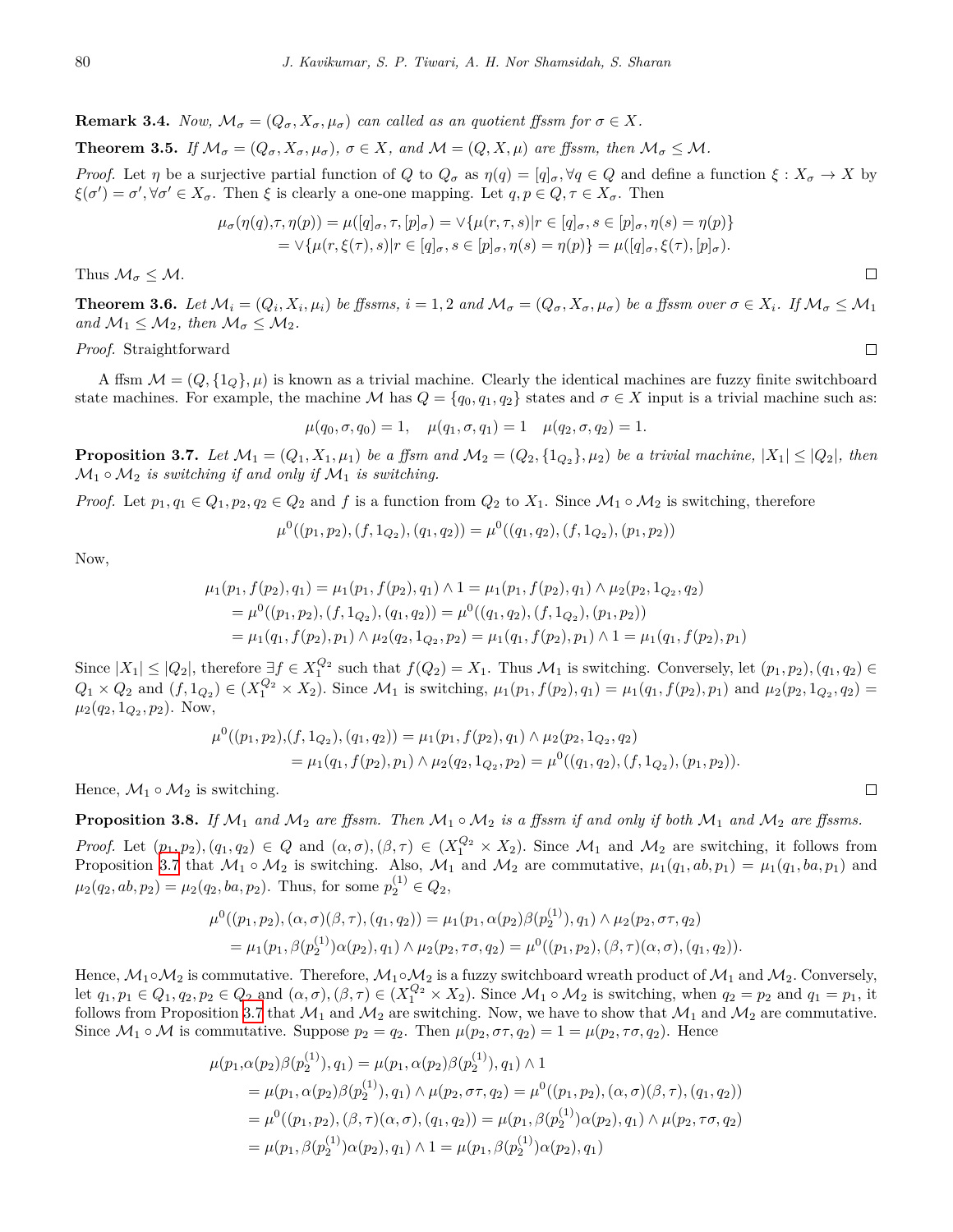**Remark 3.4.** *Now, $\mathcal{M}_\sigma = (Q_\sigma, X_\sigma, \mu_\sigma)$ can called as an quotient ffssm for $\sigma \in X$.*

**Theorem 3.5.** *If $\mathcal{M}_\sigma = (Q_\sigma, X_\sigma, \mu_\sigma)$, $\sigma \in X$, and $\mathcal{M} = (Q, X, \mu)$ are ffssm, then $\mathcal{M}_\sigma \leq \mathcal{M}$.*

*Proof.* Let $\eta$ be a surjective partial function of $Q$ to $Q_\sigma$ as $\eta(q) = [q]_\sigma, \forall q \in Q$ and define a function $\xi : X_\sigma \to X$ by $\xi(\sigma') = \sigma', \forall \sigma' \in X_\sigma$. Then $\xi$ is clearly a one-one mapping. Let $q, p \in Q, \tau \in X_\sigma$. Then

$$\begin{aligned}\mu_\sigma(\eta(q), \tau, \eta(p)) &= \mu([q]_\sigma, \tau, [p]_\sigma) = \vee\{\mu(r, \tau, s) | r \in [q]_\sigma, s \in [p]_\sigma, \eta(s) = \eta(p)\}\\ &= \vee\{\mu(r, \xi(\tau), s) | r \in [q]_\sigma, s \in [p]_\sigma, \eta(s) = \eta(p)\} = \mu([q]_\sigma, \xi(\tau), [p]_\sigma).\end{aligned}$$

Thus $\mathcal{M}_\sigma \leq \mathcal{M}$. □

**Theorem 3.6.** *Let $\mathcal{M}_i = (Q_i, X_i, \mu_i)$ be ffssms, $i = 1, 2$ and $\mathcal{M}_\sigma = (Q_\sigma, X_\sigma, \mu_\sigma)$ be a ffssm over $\sigma \in X_i$. If $\mathcal{M}_\sigma \leq \mathcal{M}_1$ and $\mathcal{M}_1 \leq \mathcal{M}_2$, then $\mathcal{M}_\sigma \leq \mathcal{M}_2$.*

*Proof.* Straightforward □

A ffsm $\mathcal{M} = (Q, \{1_Q\}, \mu)$ is known as a trivial machine. Clearly the identical machines are fuzzy finite switchboard state machines. For example, the machine $\mathcal{M}$ has $Q = \{q_0, q_1, q_2\}$ states and $\sigma \in X$ input is a trivial machine such as:

$$\mu(q_0, \sigma, q_0) = 1, \quad \mu(q_1, \sigma, q_1) = 1 \quad \mu(q_2, \sigma, q_2) = 1.$$

**Proposition 3.7.** *Let $\mathcal{M}_1 = (Q_1, X_1, \mu_1)$ be a ffsm and $\mathcal{M}_2 = (Q_2, \{1_{Q_2}\}, \mu_2)$ be a trivial machine, $|X_1| \leq |Q_2|$, then $\mathcal{M}_1 \circ \mathcal{M}_2$ is switching if and only if $\mathcal{M}_1$ is switching.*

*Proof.* Let $p_1, q_1 \in Q_1, p_2, q_2 \in Q_2$ and $f$ is a function from $Q_2$ to $X_1$. Since $\mathcal{M}_1 \circ \mathcal{M}_2$ is switching, therefore

$$\mu^0((p_1, p_2), (f, 1_{Q_2}), (q_1, q_2)) = \mu^0((q_1, q_2), (f, 1_{Q_2}), (p_1, p_2))$$

Now,

$$\begin{aligned}\mu_1(p_1, f(p_2), q_1) &= \mu_1(p_1, f(p_2), q_1) \wedge 1 = \mu_1(p_1, f(p_2), q_1) \wedge \mu_2(p_2, 1_{Q_2}, q_2)\\ &= \mu^0((p_1, p_2), (f, 1_{Q_2}), (q_1, q_2)) = \mu^0((q_1, q_2), (f, 1_{Q_2}), (p_1, p_2))\\ &= \mu_1(q_1, f(p_2), p_1) \wedge \mu_2(q_2, 1_{Q_2}, p_2) = \mu_1(q_1, f(p_2), p_1) \wedge 1 = \mu_1(q_1, f(p_2), p_1)\end{aligned}$$

Since $|X_1| \leq |Q_2|$, therefore $\exists f \in X_1^{Q_2}$ such that $f(Q_2) = X_1$. Thus $\mathcal{M}_1$ is switching. Conversely, let $(p_1, p_2), (q_1, q_2) \in Q_1 \times Q_2$ and $(f, 1_{Q_2}) \in (X_1^{Q_2} \times X_2)$. Since $\mathcal{M}_1$ is switching, $\mu_1(p_1, f(p_2), q_1) = \mu_1(q_1, f(p_2), p_1)$ and $\mu_2(p_2, 1_{Q_2}, q_2) = \mu_2(q_2, 1_{Q_2}, p_2)$. Now,

$$\begin{aligned}\mu^0((p_1, p_2), &(f, 1_{Q_2}), (q_1, q_2)) = \mu_1(p_1, f(p_2), q_1) \wedge \mu_2(p_2, 1_{Q_2}, q_2)\\ &= \mu_1(q_1, f(p_2), p_1) \wedge \mu_2(q_2, 1_{Q_2}, p_2) = \mu^0((q_1, q_2), (f, 1_{Q_2}), (p_1, p_2)).\end{aligned}$$

Hence, $\mathcal{M}_1 \circ \mathcal{M}_2$ is switching. □

**Proposition 3.8.** *If $\mathcal{M}_1$ and $\mathcal{M}_2$ are ffssm. Then $\mathcal{M}_1 \circ \mathcal{M}_2$ is a ffssm if and only if both $\mathcal{M}_1$ and $\mathcal{M}_2$ are ffssms.*

*Proof.* Let $(p_1, p_2), (q_1, q_2) \in Q$ and $(\alpha, \sigma), (\beta, \tau) \in (X_1^{Q_2} \times X_2)$. Since $\mathcal{M}_1$ and $\mathcal{M}_2$ are switching, it follows from Proposition 3.7 that $\mathcal{M}_1 \circ \mathcal{M}_2$ is switching. Also, $\mathcal{M}_1$ and $\mathcal{M}_2$ are commutative, $\mu_1(q_1, ab, p_1) = \mu_1(q_1, ba, p_1)$ and $\mu_2(q_2, ab, p_2) = \mu_2(q_2, ba, p_2)$. Thus, for some $p_2^{(1)} \in Q_2$,

$$\begin{aligned}\mu^0((p_1, p_2), (\alpha, \sigma)(\beta, \tau), (q_1, q_2)) &= \mu_1(p_1, \alpha(p_2)\beta(p_2^{(1)}), q_1) \wedge \mu_2(p_2, \sigma\tau, q_2)\\ = \mu_1(p_1, \beta(p_2^{(1)})\alpha(p_2), q_1) &\wedge \mu_2(p_2, \tau\sigma, q_2) = \mu^0((p_1, p_2), (\beta, \tau)(\alpha, \sigma), (q_1, q_2)).\end{aligned}$$

Hence, $\mathcal{M}_1 \circ \mathcal{M}_2$ is commutative. Therefore, $\mathcal{M}_1 \circ \mathcal{M}_2$ is a fuzzy switchboard wreath product of $\mathcal{M}_1$ and $\mathcal{M}_2$. Conversely, let $q_1, p_1 \in Q_1, q_2, p_2 \in Q_2$ and $(\alpha, \sigma), (\beta, \tau) \in (X_1^{Q_2} \times X_2)$. Since $\mathcal{M}_1 \circ \mathcal{M}_2$ is switching, when $q_2 = p_2$ and $q_1 = p_1$, it follows from Proposition 3.7 that $\mathcal{M}_1$ and $\mathcal{M}_2$ are switching. Now, we have to show that $\mathcal{M}_1$ and $\mathcal{M}_2$ are commutative. Since $\mathcal{M}_1 \circ \mathcal{M}$ is commutative. Suppose $p_2 = q_2$. Then $\mu(p_2, \sigma\tau, q_2) = 1 = \mu(p_2, \tau\sigma, q_2)$. Hence

$$\begin{aligned}\mu(p_1, &\alpha(p_2)\beta(p_2^{(1)}), q_1) = \mu(p_1, \alpha(p_2)\beta(p_2^{(1)}), q_1) \wedge 1\\ &= \mu(p_1, \alpha(p_2)\beta(p_2^{(1)}), q_1) \wedge \mu(p_2, \sigma\tau, q_2) = \mu^0((p_1, p_2), (\alpha, \sigma)(\beta, \tau), (q_1, q_2))\\ &= \mu^0((p_1, p_2), (\beta, \tau)(\alpha, \sigma), (q_1, q_2)) = \mu(p_1, \beta(p_2^{(1)})\alpha(p_2), q_1) \wedge \mu(p_2, \tau\sigma, q_2)\\ &= \mu(p_1, \beta(p_2^{(1)})\alpha(p_2), q_1) \wedge 1 = \mu(p_1, \beta(p_2^{(1)})\alpha(p_2), q_1)\end{aligned}$$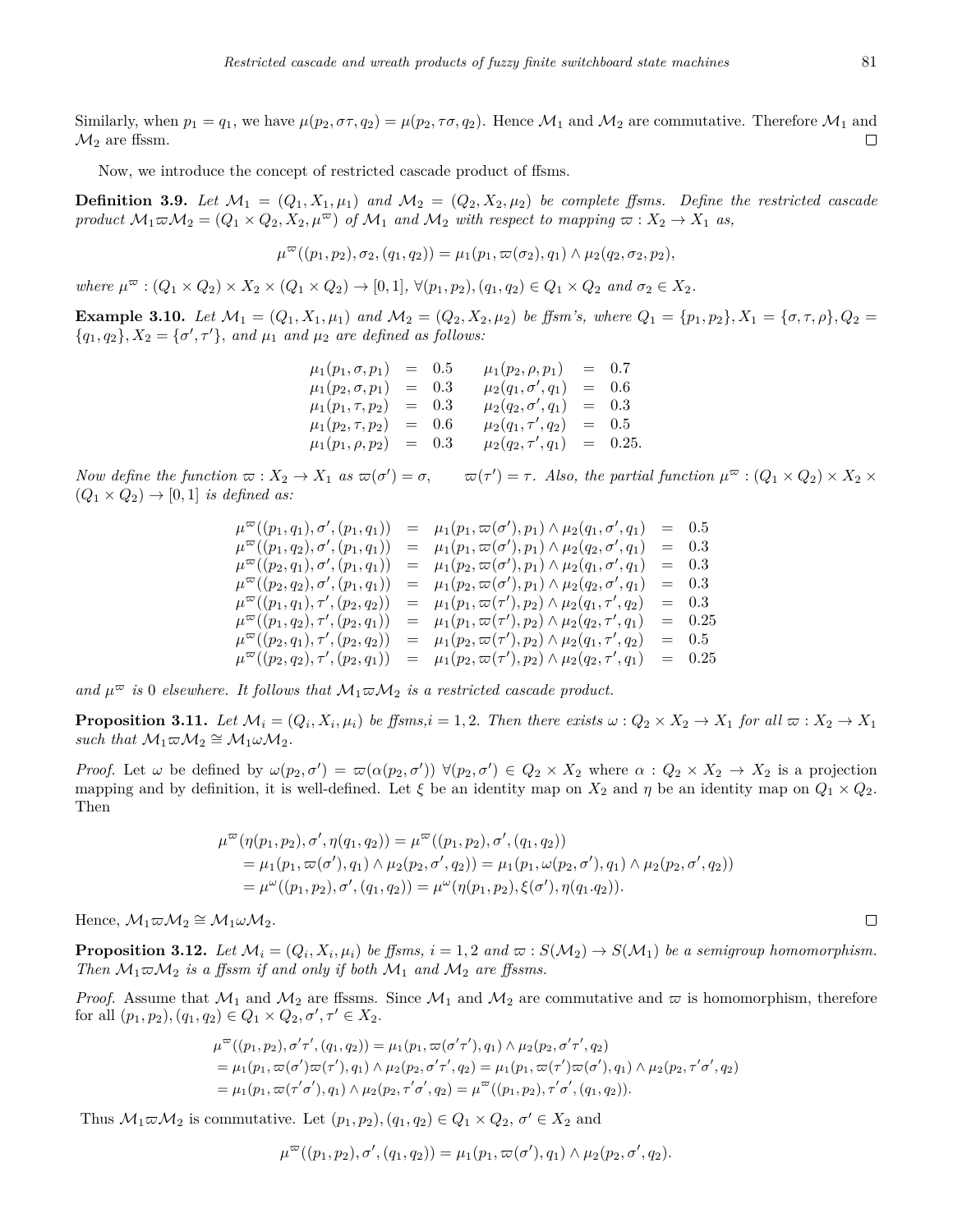Similarly, when $p_1 = q_1$, we have $\mu(p_2, \sigma\tau, q_2) = \mu(p_2, \tau\sigma, q_2)$. Hence $\mathcal{M}_1$ and $\mathcal{M}_2$ are commutative. Therefore $\mathcal{M}_1$ and $\mathcal{M}_2$ are ffssm. □

Now, we introduce the concept of restricted cascade product of ffsms.

**Definition 3.9.** *Let $\mathcal{M}_1 = (Q_1, X_1, \mu_1)$ and $\mathcal{M}_2 = (Q_2, X_2, \mu_2)$ be complete ffsms. Define the restricted cascade product $\mathcal{M}_1 \varpi \mathcal{M}_2 = (Q_1 \times Q_2, X_2, \mu^{\varpi})$ of $\mathcal{M}_1$ and $\mathcal{M}_2$ with respect to mapping $\varpi : X_2 \to X_1$ as,*

$$\mu^{\varpi}((p_1, p_2), \sigma_2, (q_1, q_2)) = \mu_1(p_1, \varpi(\sigma_2), q_1) \wedge \mu_2(q_2, \sigma_2, p_2),$$

*where $\mu^{\varpi} : (Q_1 \times Q_2) \times X_2 \times (Q_1 \times Q_2) \to [0, 1]$, $\forall (p_1, p_2), (q_1, q_2) \in Q_1 \times Q_2$ and $\sigma_2 \in X_2$.*

**Example 3.10.** *Let $\mathcal{M}_1 = (Q_1, X_1, \mu_1)$ and $\mathcal{M}_2 = (Q_2, X_2, \mu_2)$ be ffsm's, where $Q_1 = \{p_1, p_2\}, X_1 = \{\sigma, \tau, \rho\}, Q_2 = \{q_1, q_2\}, X_2 = \{\sigma', \tau'\}$, and $\mu_1$ and $\mu_2$ are defined as follows:*

$$\begin{array}{lll lll}
\mu_1(p_1, \sigma, p_1) & = & 0.5 & \mu_1(p_2, \rho, p_1) & = & 0.7 \\
\mu_1(p_2, \sigma, p_1) & = & 0.3 & \mu_2(q_1, \sigma', q_1) & = & 0.6 \\
\mu_1(p_1, \tau, p_2) & = & 0.3 & \mu_2(q_2, \sigma', q_1) & = & 0.3 \\
\mu_1(p_2, \tau, p_2) & = & 0.6 & \mu_2(q_1, \tau', q_2) & = & 0.5 \\
\mu_1(p_1, \rho, p_2) & = & 0.3 & \mu_2(q_2, \tau', q_1) & = & 0.25.
\end{array}$$

*Now define the function $\varpi : X_2 \to X_1$ as $\varpi(\sigma') = \sigma, \quad \varpi(\tau') = \tau$. Also, the partial function $\mu^{\varpi} : (Q_1 \times Q_2) \times X_2 \times (Q_1 \times Q_2) \to [0, 1]$ is defined as:*

$$\begin{array}{lllll}
\mu^{\varpi}((p_1, q_1), \sigma', (p_1, q_1)) & = & \mu_1(p_1, \varpi(\sigma'), p_1) \wedge \mu_2(q_1, \sigma', q_1) & = & 0.5 \\
\mu^{\varpi}((p_1, q_2), \sigma', (p_1, q_1)) & = & \mu_1(p_1, \varpi(\sigma'), p_1) \wedge \mu_2(q_2, \sigma', q_1) & = & 0.3 \\
\mu^{\varpi}((p_2, q_1), \sigma', (p_1, q_1)) & = & \mu_1(p_2, \varpi(\sigma'), p_1) \wedge \mu_2(q_1, \sigma', q_1) & = & 0.3 \\
\mu^{\varpi}((p_2, q_2), \sigma', (p_1, q_1)) & = & \mu_1(p_2, \varpi(\sigma'), p_1) \wedge \mu_2(q_2, \sigma', q_1) & = & 0.3 \\
\mu^{\varpi}((p_1, q_1), \tau', (p_2, q_2)) & = & \mu_1(p_1, \varpi(\tau'), p_2) \wedge \mu_2(q_1, \tau', q_2) & = & 0.3 \\
\mu^{\varpi}((p_1, q_2), \tau', (p_2, q_1)) & = & \mu_1(p_1, \varpi(\tau'), p_2) \wedge \mu_2(q_2, \tau', q_1) & = & 0.25 \\
\mu^{\varpi}((p_2, q_1), \tau', (p_2, q_2)) & = & \mu_1(p_2, \varpi(\tau'), p_2) \wedge \mu_2(q_1, \tau', q_2) & = & 0.5 \\
\mu^{\varpi}((p_2, q_2), \tau', (p_2, q_1)) & = & \mu_1(p_2, \varpi(\tau'), p_2) \wedge \mu_2(q_2, \tau', q_1) & = & 0.25
\end{array}$$

*and $\mu^{\varpi}$ is 0 elsewhere. It follows that $\mathcal{M}_1 \varpi \mathcal{M}_2$ is a restricted cascade product.*

**Proposition 3.11.** *Let $\mathcal{M}_i = (Q_i, X_i, \mu_i)$ be ffsms, $i = 1, 2$. Then there exists $\omega : Q_2 \times X_2 \to X_1$ for all $\varpi : X_2 \to X_1$ such that $\mathcal{M}_1 \varpi \mathcal{M}_2 \cong \mathcal{M}_1 \omega \mathcal{M}_2$.*

*Proof.* Let $\omega$ be defined by $\omega(p_2, \sigma') = \varpi(\alpha(p_2, \sigma'))$ $\forall (p_2, \sigma') \in Q_2 \times X_2$ where $\alpha : Q_2 \times X_2 \to X_2$ is a projection mapping and by definition, it is well-defined. Let $\xi$ be an identity map on $X_2$ and $\eta$ be an identity map on $Q_1 \times Q_2$. Then

$$\begin{aligned}
\mu^{\varpi}(\eta(p_1, p_2), \sigma', \eta(q_1, q_2)) &= \mu^{\varpi}((p_1, p_2), \sigma', (q_1, q_2)) \\
&= \mu_1(p_1, \varpi(\sigma'), q_1) \wedge \mu_2(p_2, \sigma', q_2)) = \mu_1(p_1, \omega(p_2, \sigma'), q_1) \wedge \mu_2(p_2, \sigma', q_2)) \\
&= \mu^{\omega}((p_1, p_2), \sigma', (q_1, q_2)) = \mu^{\omega}(\eta(p_1, p_2), \xi(\sigma'), \eta(q_1.q_2)).
\end{aligned}$$

Hence, $\mathcal{M}_1 \varpi \mathcal{M}_2 \cong \mathcal{M}_1 \omega \mathcal{M}_2$. □

**Proposition 3.12.** *Let $\mathcal{M}_i = (Q_i, X_i, \mu_i)$ be ffsms, $i = 1, 2$ and $\varpi : S(\mathcal{M}_2) \to S(\mathcal{M}_1)$ be a semigroup homomorphism. Then $\mathcal{M}_1 \varpi \mathcal{M}_2$ is a ffssm if and only if both $\mathcal{M}_1$ and $\mathcal{M}_2$ are ffssms.*

*Proof.* Assume that $\mathcal{M}_1$ and $\mathcal{M}_2$ are ffssms. Since $\mathcal{M}_1$ and $\mathcal{M}_2$ are commutative and $\varpi$ is homomorphism, therefore for all $(p_1, p_2), (q_1, q_2) \in Q_1 \times Q_2, \sigma', \tau' \in X_2$.

$$\begin{aligned}
&\mu^{\varpi}((p_1, p_2), \sigma'\tau', (q_1, q_2)) = \mu_1(p_1, \varpi(\sigma'\tau'), q_1) \wedge \mu_2(p_2, \sigma'\tau', q_2) \\
&= \mu_1(p_1, \varpi(\sigma')\varpi(\tau'), q_1) \wedge \mu_2(p_2, \sigma'\tau', q_2) = \mu_1(p_1, \varpi(\tau')\varpi(\sigma'), q_1) \wedge \mu_2(p_2, \tau'\sigma', q_2) \\
&= \mu_1(p_1, \varpi(\tau'\sigma'), q_1) \wedge \mu_2(p_2, \tau'\sigma', q_2) = \mu^{\varpi}((p_1, p_2), \tau'\sigma', (q_1, q_2)).
\end{aligned}$$

Thus $\mathcal{M}_1 \varpi \mathcal{M}_2$ is commutative. Let $(p_1, p_2), (q_1, q_2) \in Q_1 \times Q_2$, $\sigma' \in X_2$ and

$$\mu^{\varpi}((p_1, p_2), \sigma', (q_1, q_2)) = \mu_1(p_1, \varpi(\sigma'), q_1) \wedge \mu_2(p_2, \sigma', q_2).$$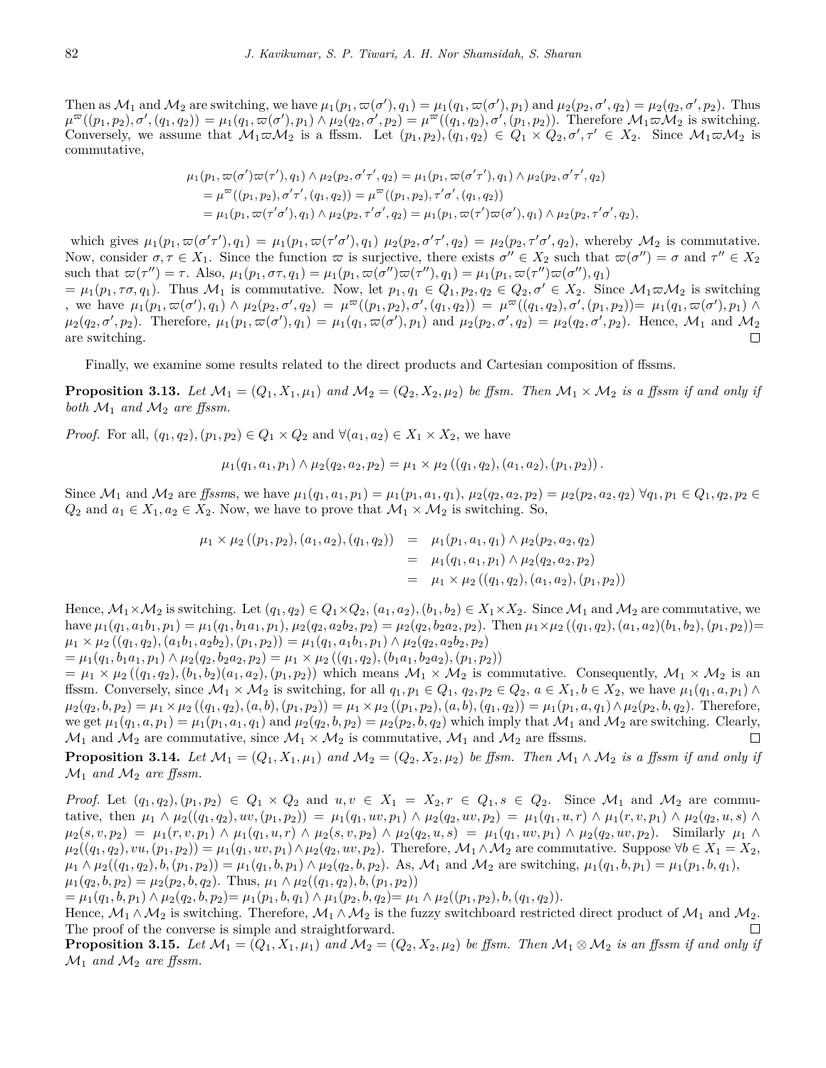Then as $\mathcal{M}_1$ and $\mathcal{M}_2$ are switching, we have $\mu_1(p_1, \varpi(\sigma'), q_1) = \mu_1(q_1, \varpi(\sigma'), p_1)$ and $\mu_2(p_2, \sigma', q_2) = \mu_2(q_2, \sigma', p_2)$. Thus $\mu^{\varpi}((p_1, p_2), \sigma', (q_1, q_2)) = \mu_1(q_1, \varpi(\sigma'), p_1) \wedge \mu_2(q_2, \sigma', p_2) = \mu^{\varpi}((q_1, q_2), \sigma', (p_1, p_2))$. Therefore $\mathcal{M}_1 \varpi \mathcal{M}_2$ is switching. Conversely, we assume that $\mathcal{M}_1 \varpi \mathcal{M}_2$ is a ffssm. Let $(p_1, p_2), (q_1, q_2) \in Q_1 \times Q_2, \sigma', \tau' \in X_2$. Since $\mathcal{M}_1 \varpi \mathcal{M}_2$ is commutative,

$$
\begin{aligned}
&\mu_1(p_1, \varpi(\sigma')\varpi(\tau'), q_1) \wedge \mu_2(p_2, \sigma'\tau', q_2) = \mu_1(p_1, \varpi(\sigma'\tau'), q_1) \wedge \mu_2(p_2, \sigma'\tau', q_2) \\
&= \mu^{\varpi}((p_1, p_2), \sigma'\tau', (q_1, q_2)) = \mu^{\varpi}((p_1, p_2), \tau'\sigma', (q_1, q_2)) \\
&= \mu_1(p_1, \varpi(\tau'\sigma'), q_1) \wedge \mu_2(p_2, \tau'\sigma', q_2) = \mu_1(p_1, \varpi(\tau')\varpi(\sigma'), q_1) \wedge \mu_2(p_2, \tau'\sigma', q_2),
\end{aligned}
$$

which gives $\mu_1(p_1, \varpi(\sigma'\tau'), q_1) = \mu_1(p_1, \varpi(\tau'\sigma'), q_1)$ $\mu_2(p_2, \sigma'\tau', q_2) = \mu_2(p_2, \tau'\sigma', q_2)$, whereby $\mathcal{M}_2$ is commutative. Now, consider $\sigma, \tau \in X_1$. Since the function $\varpi$ is surjective, there exists $\sigma'' \in X_2$ such that $\varpi(\sigma'') = \sigma$ and $\tau'' \in X_2$ such that $\varpi(\tau'') = \tau$. Also, $\mu_1(p_1, \sigma\tau, q_1) = \mu_1(p_1, \varpi(\sigma'')\varpi(\tau''), q_1) = \mu_1(p_1, \varpi(\tau'')\varpi(\sigma''), q_1)$
$= \mu_1(p_1, \tau\sigma, q_1)$. Thus $\mathcal{M}_1$ is commutative. Now, let $p_1, q_1 \in Q_1, p_2, q_2 \in Q_2, \sigma' \in X_2$. Since $\mathcal{M}_1 \varpi \mathcal{M}_2$ is switching , we have $\mu_1(p_1, \varpi(\sigma'), q_1) \wedge \mu_2(p_2, \sigma', q_2) = \mu^{\varpi}((p_1, p_2), \sigma', (q_1, q_2)) = \mu^{\varpi}((q_1, q_2), \sigma', (p_1, p_2))= \mu_1(q_1, \varpi(\sigma'), p_1) \wedge \mu_2(q_2, \sigma', p_2)$. Therefore, $\mu_1(p_1, \varpi(\sigma'), q_1) = \mu_1(q_1, \varpi(\sigma'), p_1)$ and $\mu_2(p_2, \sigma', q_2) = \mu_2(q_2, \sigma', p_2)$. Hence, $\mathcal{M}_1$ and $\mathcal{M}_2$ are switching. □

Finally, we examine some results related to the direct products and Cartesian composition of ffssms.

**Proposition 3.13.** *Let $\mathcal{M}_1 = (Q_1, X_1, \mu_1)$ and $\mathcal{M}_2 = (Q_2, X_2, \mu_2)$ be ffsm. Then $\mathcal{M}_1 \times \mathcal{M}_2$ is a ffssm if and only if both $\mathcal{M}_1$ and $\mathcal{M}_2$ are ffssm.*

*Proof.* For all, $(q_1, q_2), (p_1, p_2) \in Q_1 \times Q_2$ and $\forall (a_1, a_2) \in X_1 \times X_2$, we have

$$\mu_1(q_1, a_1, p_1) \wedge \mu_2(q_2, a_2, p_2) = \mu_1 \times \mu_2\left((q_1, q_2), (a_1, a_2), (p_1, p_2)\right).$$

Since $\mathcal{M}_1$ and $\mathcal{M}_2$ are *ffssm*s, we have $\mu_1(q_1, a_1, p_1) = \mu_1(p_1, a_1, q_1)$, $\mu_2(q_2, a_2, p_2) = \mu_2(p_2, a_2, q_2)$ $\forall q_1, p_1 \in Q_1, q_2, p_2 \in Q_2$ and $a_1 \in X_1, a_2 \in X_2$. Now, we have to prove that $\mathcal{M}_1 \times \mathcal{M}_2$ is switching. So,

$$
\begin{aligned}
\mu_1 \times \mu_2\left((p_1, p_2), (a_1, a_2), (q_1, q_2)\right) &= \mu_1(p_1, a_1, q_1) \wedge \mu_2(p_2, a_2, q_2) \\
&= \mu_1(q_1, a_1, p_1) \wedge \mu_2(q_2, a_2, p_2) \\
&= \mu_1 \times \mu_2\left((q_1, q_2), (a_1, a_2), (p_1, p_2)\right)
\end{aligned}
$$

Hence, $\mathcal{M}_1 \times \mathcal{M}_2$ is switching. Let $(q_1, q_2) \in Q_1 \times Q_2, (a_1, a_2), (b_1, b_2) \in X_1 \times X_2$. Since $\mathcal{M}_1$ and $\mathcal{M}_2$ are commutative, we have $\mu_1(q_1, a_1b_1, p_1) = \mu_1(q_1, b_1a_1, p_1), \mu_2(q_2, a_2b_2, p_2) = \mu_2(q_2, b_2a_2, p_2)$. Then $\mu_1 \times \mu_2\left((q_1, q_2), (a_1, a_2)(b_1, b_2), (p_1, p_2)\right)=$ $\mu_1 \times \mu_2\left((q_1, q_2), (a_1b_1, a_2b_2), (p_1, p_2)\right) = \mu_1(q_1, a_1b_1, p_1) \wedge \mu_2(q_2, a_2b_2, p_2)$
$= \mu_1(q_1, b_1a_1, p_1) \wedge \mu_2(q_2, b_2a_2, p_2) = \mu_1 \times \mu_2\left((q_1, q_2), (b_1a_1, b_2a_2), (p_1, p_2)\right)$
$= \mu_1 \times \mu_2\left((q_1, q_2), (b_1, b_2)(a_1, a_2), (p_1, p_2)\right)$ which means $\mathcal{M}_1 \times \mathcal{M}_2$ is commutative. Consequently, $\mathcal{M}_1 \times \mathcal{M}_2$ is an ffssm. Conversely, since $\mathcal{M}_1 \times \mathcal{M}_2$ is switching, for all $q_1, p_1 \in Q_1$, $q_2, p_2 \in Q_2$, $a \in X_1, b \in X_2$, we have $\mu_1(q_1, a, p_1) \wedge \mu_2(q_2, b, p_2) = \mu_1 \times \mu_2\left((q_1, q_2), (a, b), (p_1, p_2)\right) = \mu_1 \times \mu_2\left((p_1, p_2), (a, b), (q_1, q_2)\right) = \mu_1(p_1, a, q_1) \wedge \mu_2(p_2, b, q_2)$. Therefore, we get $\mu_1(q_1, a, p_1) = \mu_1(p_1, a_1, q_1)$ and $\mu_2(q_2, b, p_2) = \mu_2(p_2, b, q_2)$ which imply that $\mathcal{M}_1$ and $\mathcal{M}_2$ are switching. Clearly, $\mathcal{M}_1$ and $\mathcal{M}_2$ are commutative, since $\mathcal{M}_1 \times \mathcal{M}_2$ is commutative, $\mathcal{M}_1$ and $\mathcal{M}_2$ are ffssms. □

**Proposition 3.14.** *Let $\mathcal{M}_1 = (Q_1, X_1, \mu_1)$ and $\mathcal{M}_2 = (Q_2, X_2, \mu_2)$ be ffsm. Then $\mathcal{M}_1 \wedge \mathcal{M}_2$ is a ffssm if and only if $\mathcal{M}_1$ and $\mathcal{M}_2$ are ffssm.*

*Proof.* Let $(q_1, q_2), (p_1, p_2) \in Q_1 \times Q_2$ and $u, v \in X_1 = X_2, r \in Q_1, s \in Q_2$. Since $\mathcal{M}_1$ and $\mathcal{M}_2$ are commutative, then $\mu_1 \wedge \mu_2((q_1, q_2), uv, (p_1, p_2)) = \mu_1(q_1, uv, p_1) \wedge \mu_2(q_2, uv, p_2) = \mu_1(q_1, u, r) \wedge \mu_1(r, v, p_1) \wedge \mu_2(q_2, u, s) \wedge \mu_2(s, v, p_2) = \mu_1(r, v, p_1) \wedge \mu_1(q_1, u, r) \wedge \mu_2(s, v, p_2) \wedge \mu_2(q_2, u, s) = \mu_1(q_1, uv, p_1) \wedge \mu_2(q_2, uv, p_2)$. Similarly $\mu_1 \wedge \mu_2((q_1, q_2), vu, (p_1, p_2)) = \mu_1(q_1, uv, p_1) \wedge \mu_2(q_2, uv, p_2)$. Therefore, $\mathcal{M}_1 \wedge \mathcal{M}_2$ are commutative. Suppose $\forall b \in X_1 = X_2$, $\mu_1 \wedge \mu_2((q_1, q_2), b, (p_1, p_2)) = \mu_1(q_1, b, p_1) \wedge \mu_2(q_2, b, p_2)$. As, $\mathcal{M}_1$ and $\mathcal{M}_2$ are switching, $\mu_1(q_1, b, p_1) = \mu_1(p_1, b, q_1)$, $\mu_1(q_2, b, p_2) = \mu_2(p_2, b, q_2)$. Thus, $\mu_1 \wedge \mu_2((q_1, q_2), b, (p_1, p_2))$
$= \mu_1(q_1, b, p_1) \wedge \mu_2(q_2, b, p_2)= \mu_1(p_1, b, q_1) \wedge \mu_1(p_2, b, q_2)= \mu_1 \wedge \mu_2((p_1, p_2), b, (q_1, q_2))$.
Hence, $\mathcal{M}_1 \wedge \mathcal{M}_2$ is switching. Therefore, $\mathcal{M}_1 \wedge \mathcal{M}_2$ is the fuzzy switchboard restricted direct product of $\mathcal{M}_1$ and $\mathcal{M}_2$. The proof of the converse is simple and straightforward. □

**Proposition 3.15.** *Let $\mathcal{M}_1 = (Q_1, X_1, \mu_1)$ and $\mathcal{M}_2 = (Q_2, X_2, \mu_2)$ be ffsm. Then $\mathcal{M}_1 \otimes \mathcal{M}_2$ is an ffssm if and only if $\mathcal{M}_1$ and $\mathcal{M}_2$ are ffssm.*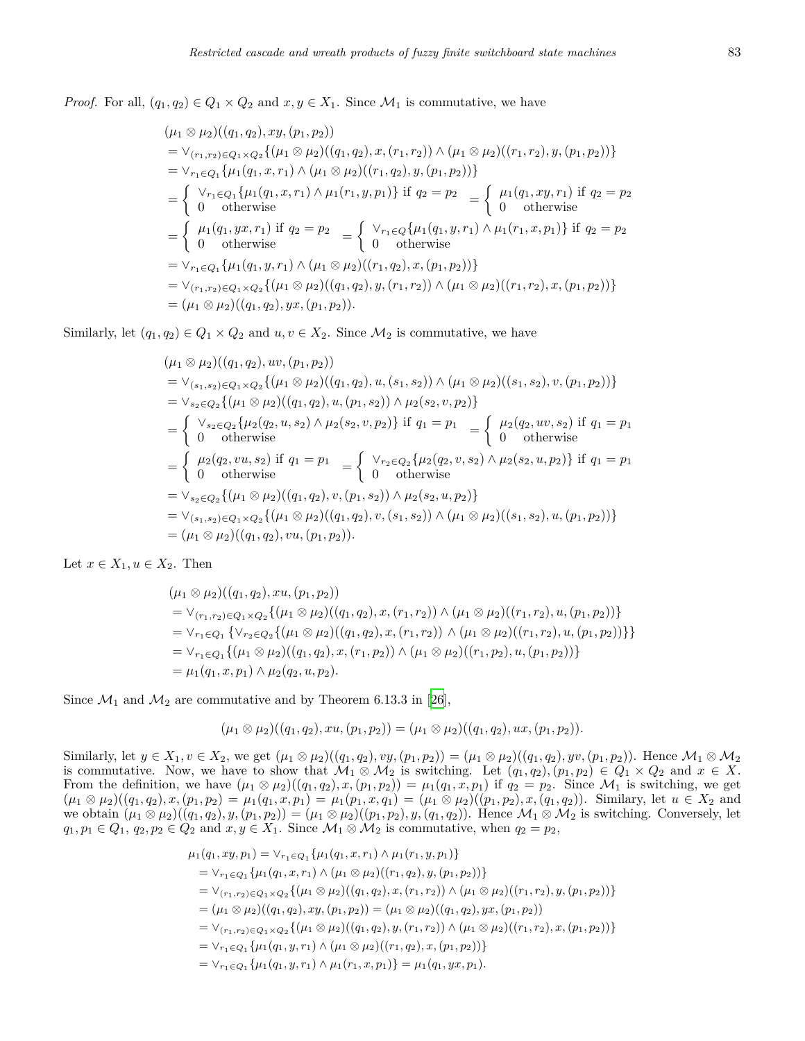*Proof.* For all, $(q_1, q_2) \in Q_1 \times Q_2$ and $x, y \in X_1$. Since $\mathcal{M}_1$ is commutative, we have

$$
\begin{aligned}
&(\mu_1 \otimes \mu_2)((q_1, q_2), xy, (p_1, p_2)) \\
&= \vee_{(r_1, r_2) \in Q_1 \times Q_2} \{(\mu_1 \otimes \mu_2)((q_1, q_2), x, (r_1, r_2)) \wedge (\mu_1 \otimes \mu_2)((r_1, r_2), y, (p_1, p_2))\} \\
&= \vee_{r_1 \in Q_1} \{\mu_1(q_1, x, r_1) \wedge (\mu_1 \otimes \mu_2)((r_1, q_2), y, (p_1, p_2))\} \\
&= \begin{cases} \vee_{r_1 \in Q_1} \{\mu_1(q_1, x, r_1) \wedge \mu_1(r_1, y, p_1)\} & \text{if } q_2 = p_2 \\ 0 & \text{otherwise} \end{cases} = \begin{cases} \mu_1(q_1, xy, r_1) & \text{if } q_2 = p_2 \\ 0 & \text{otherwise} \end{cases} \\
&= \begin{cases} \mu_1(q_1, yx, r_1) & \text{if } q_2 = p_2 \\ 0 & \text{otherwise} \end{cases} = \begin{cases} \vee_{r_1 \in Q} \{\mu_1(q_1, y, r_1) \wedge \mu_1(r_1, x, p_1)\} & \text{if } q_2 = p_2 \\ 0 & \text{otherwise} \end{cases} \\
&= \vee_{r_1 \in Q_1} \{\mu_1(q_1, y, r_1) \wedge (\mu_1 \otimes \mu_2)((r_1, q_2), x, (p_1, p_2))\} \\
&= \vee_{(r_1, r_2) \in Q_1 \times Q_2} \{(\mu_1 \otimes \mu_2)((q_1, q_2), y, (r_1, r_2)) \wedge (\mu_1 \otimes \mu_2)((r_1, r_2), x, (p_1, p_2))\} \\
&= (\mu_1 \otimes \mu_2)((q_1, q_2), yx, (p_1, p_2)).
\end{aligned}
$$

Similarly, let $(q_1, q_2) \in Q_1 \times Q_2$ and $u, v \in X_2$. Since $\mathcal{M}_2$ is commutative, we have

$$
\begin{aligned}
&(\mu_1 \otimes \mu_2)((q_1, q_2), uv, (p_1, p_2)) \\
&= \vee_{(s_1, s_2) \in Q_1 \times Q_2} \{(\mu_1 \otimes \mu_2)((q_1, q_2), u, (s_1, s_2)) \wedge (\mu_1 \otimes \mu_2)((s_1, s_2), v, (p_1, p_2))\} \\
&= \vee_{s_2 \in Q_2} \{(\mu_1 \otimes \mu_2)((q_1, q_2), u, (p_1, s_2)) \wedge \mu_2(s_2, v, p_2)\} \\
&= \begin{cases} \vee_{s_2 \in Q_2} \{\mu_2(q_2, u, s_2) \wedge \mu_2(s_2, v, p_2)\} & \text{if } q_1 = p_1 \\ 0 & \text{otherwise} \end{cases} = \begin{cases} \mu_2(q_2, uv, s_2) & \text{if } q_1 = p_1 \\ 0 & \text{otherwise} \end{cases} \\
&= \begin{cases} \mu_2(q_2, vu, s_2) & \text{if } q_1 = p_1 \\ 0 & \text{otherwise} \end{cases} = \begin{cases} \vee_{r_2 \in Q_2} \{\mu_2(q_2, v, s_2) \wedge \mu_2(s_2, u, p_2)\} & \text{if } q_1 = p_1 \\ 0 & \text{otherwise} \end{cases} \\
&= \vee_{s_2 \in Q_2} \{(\mu_1 \otimes \mu_2)((q_1, q_2), v, (p_1, s_2)) \wedge \mu_2(s_2, u, p_2)\} \\
&= \vee_{(s_1, s_2) \in Q_1 \times Q_2} \{(\mu_1 \otimes \mu_2)((q_1, q_2), v, (s_1, s_2)) \wedge (\mu_1 \otimes \mu_2)((s_1, s_2), u, (p_1, p_2))\} \\
&= (\mu_1 \otimes \mu_2)((q_1, q_2), vu, (p_1, p_2)).
\end{aligned}
$$

Let $x \in X_1, u \in X_2$. Then

$$
\begin{aligned}
&(\mu_1 \otimes \mu_2)((q_1, q_2), xu, (p_1, p_2)) \\
&= \vee_{(r_1, r_2) \in Q_1 \times Q_2} \{(\mu_1 \otimes \mu_2)((q_1, q_2), x, (r_1, r_2)) \wedge (\mu_1 \otimes \mu_2)((r_1, r_2), u, (p_1, p_2))\} \\
&= \vee_{r_1 \in Q_1} \{\vee_{r_2 \in Q_2} \{(\mu_1 \otimes \mu_2)((q_1, q_2), x, (r_1, r_2)) \wedge (\mu_1 \otimes \mu_2)((r_1, r_2), u, (p_1, p_2))\}\} \\
&= \vee_{r_1 \in Q_1} \{(\mu_1 \otimes \mu_2)((q_1, q_2), x, (r_1, p_2)) \wedge (\mu_1 \otimes \mu_2)((r_1, p_2), u, (p_1, p_2))\} \\
&= \mu_1(q_1, x, p_1) \wedge \mu_2(q_2, u, p_2).
\end{aligned}
$$

Since $\mathcal{M}_1$ and $\mathcal{M}_2$ are commutative and by Theorem 6.13.3 in [26],

$$(\mu_1 \otimes \mu_2)((q_1, q_2), xu, (p_1, p_2)) = (\mu_1 \otimes \mu_2)((q_1, q_2), ux, (p_1, p_2)).$$

Similarly, let $y \in X_1, v \in X_2$, we get $(\mu_1 \otimes \mu_2)((q_1, q_2), vy, (p_1, p_2)) = (\mu_1 \otimes \mu_2)((q_1, q_2), yv, (p_1, p_2))$. Hence $\mathcal{M}_1 \otimes \mathcal{M}_2$ is commutative. Now, we have to show that $\mathcal{M}_1 \otimes \mathcal{M}_2$ is switching. Let $(q_1, q_2), (p_1, p_2) \in Q_1 \times Q_2$ and $x \in X$. From the definition, we have $(\mu_1 \otimes \mu_2)((q_1, q_2), x, (p_1, p_2)) = \mu_1(q_1, x, p_1)$ if $q_2 = p_2$. Since $\mathcal{M}_1$ is switching, we get $(\mu_1 \otimes \mu_2)((q_1, q_2), x, (p_1, p_2) = \mu_1(q_1, x, p_1) = \mu_1(p_1, x, q_1) = (\mu_1 \otimes \mu_2)((p_1, p_2), x, (q_1, q_2))$. Similary, let $u \in X_2$ and we obtain $(\mu_1 \otimes \mu_2)((q_1, q_2), y, (p_1, p_2)) = (\mu_1 \otimes \mu_2)((p_1, p_2), y, (q_1, q_2))$. Hence $\mathcal{M}_1 \otimes \mathcal{M}_2$ is switching. Conversely, let $q_1, p_1 \in Q_1$, $q_2, p_2 \in Q_2$ and $x, y \in X_1$. Since $\mathcal{M}_1 \otimes \mathcal{M}_2$ is commutative, when $q_2 = p_2$,

$$
\begin{aligned}
\mu_1(q_1, xy, p_1) &= \vee_{r_1 \in Q_1} \{\mu_1(q_1, x, r_1) \wedge \mu_1(r_1, y, p_1)\} \\
&= \vee_{r_1 \in Q_1} \{\mu_1(q_1, x, r_1) \wedge (\mu_1 \otimes \mu_2)((r_1, q_2), y, (p_1, p_2))\} \\
&= \vee_{(r_1, r_2) \in Q_1 \times Q_2} \{(\mu_1 \otimes \mu_2)((q_1, q_2), x, (r_1, r_2)) \wedge (\mu_1 \otimes \mu_2)((r_1, r_2), y, (p_1, p_2))\} \\
&= (\mu_1 \otimes \mu_2)((q_1, q_2), xy, (p_1, p_2)) = (\mu_1 \otimes \mu_2)((q_1, q_2), yx, (p_1, p_2)) \\
&= \vee_{(r_1, r_2) \in Q_1 \times Q_2} \{(\mu_1 \otimes \mu_2)((q_1, q_2), y, (r_1, r_2)) \wedge (\mu_1 \otimes \mu_2)((r_1, r_2), x, (p_1, p_2))\} \\
&= \vee_{r_1 \in Q_1} \{\mu_1(q_1, y, r_1) \wedge (\mu_1 \otimes \mu_2)((r_1, q_2), x, (p_1, p_2))\} \\
&= \vee_{r_1 \in Q_1} \{\mu_1(q_1, y, r_1) \wedge \mu_1(r_1, x, p_1)\} = \mu_1(q_1, yx, p_1).
\end{aligned}
$$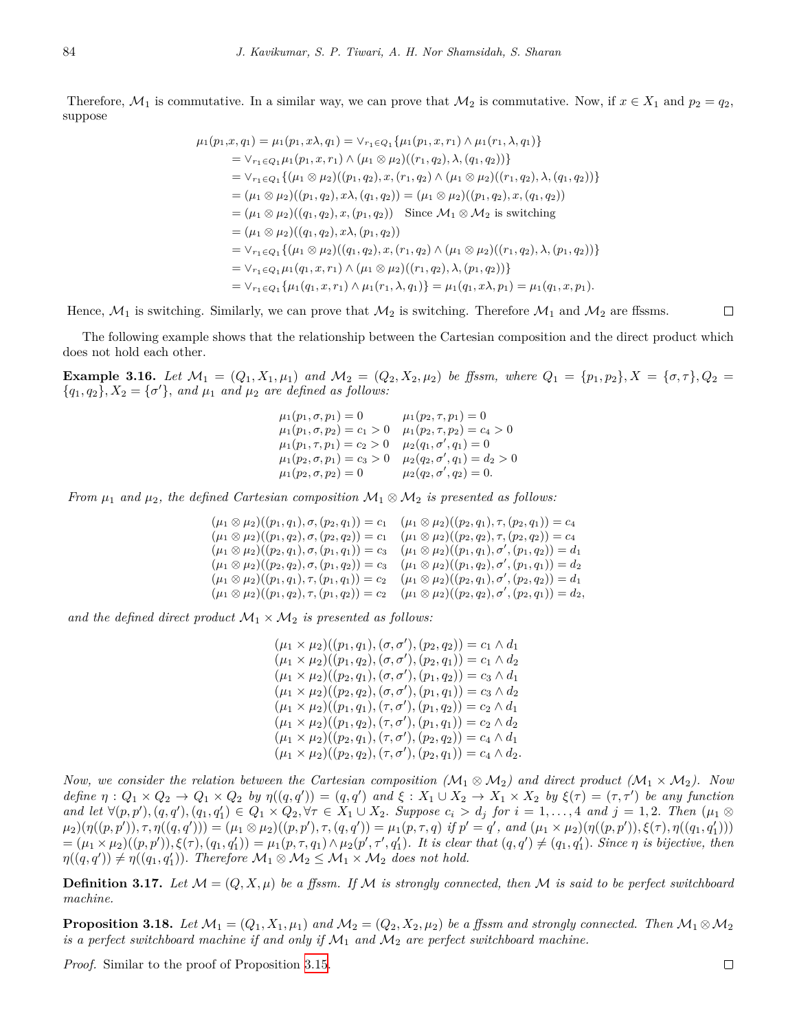Therefore, $\mathcal{M}_1$ is commutative. In a similar way, we can prove that $\mathcal{M}_2$ is commutative. Now, if $x \in X_1$ and $p_2 = q_2$, suppose

$$
\begin{aligned}
\mu_1(p_1,x,q_1) &= \mu_1(p_1,x\lambda,q_1) = \vee_{r_1\in Q_1}\{\mu_1(p_1,x,r_1)\wedge\mu_1(r_1,\lambda,q_1)\} \\
&= \vee_{r_1\in Q_1}\mu_1(p_1,x,r_1)\wedge(\mu_1\otimes\mu_2)((r_1,q_2),\lambda,(q_1,q_2))\} \\
&= \vee_{r_1\in Q_1}\{(\mu_1\otimes\mu_2)((p_1,q_2),x,(r_1,q_2)\wedge(\mu_1\otimes\mu_2)((r_1,q_2),\lambda,(q_1,q_2))\} \\
&= (\mu_1\otimes\mu_2)((p_1,q_2),x\lambda,(q_1,q_2)) = (\mu_1\otimes\mu_2)((p_1,q_2),x,(q_1,q_2)) \\
&= (\mu_1\otimes\mu_2)((q_1,q_2),x,(p_1,q_2)) \quad \text{Since } \mathcal{M}_1\otimes\mathcal{M}_2 \text{ is switching} \\
&= (\mu_1\otimes\mu_2)((q_1,q_2),x\lambda,(p_1,q_2)) \\
&= \vee_{r_1\in Q_1}\{(\mu_1\otimes\mu_2)((q_1,q_2),x,(r_1,q_2)\wedge(\mu_1\otimes\mu_2)((r_1,q_2),\lambda,(p_1,q_2))\} \\
&= \vee_{r_1\in Q_1}\mu_1(q_1,x,r_1)\wedge(\mu_1\otimes\mu_2)((r_1,q_2),\lambda,(p_1,q_2))\} \\
&= \vee_{r_1\in Q_1}\{\mu_1(q_1,x,r_1)\wedge\mu_1(r_1,\lambda,q_1)\} = \mu_1(q_1,x\lambda,p_1) = \mu_1(q_1,x,p_1).
\end{aligned}
$$

Hence, $\mathcal{M}_1$ is switching. Similarly, we can prove that $\mathcal{M}_2$ is switching. Therefore $\mathcal{M}_1$ and $\mathcal{M}_2$ are ffssms. ◻

The following example shows that the relationship between the Cartesian composition and the direct product which does not hold each other.

**Example 3.16.** *Let $\mathcal{M}_1 = (Q_1, X_1, \mu_1)$ and $\mathcal{M}_2 = (Q_2, X_2, \mu_2)$ be ffssm, where $Q_1 = \{p_1, p_2\}, X = \{\sigma, \tau\}, Q_2 = \{q_1, q_2\}, X_2 = \{\sigma'\}$, and $\mu_1$ and $\mu_2$ are defined as follows:*

$$
\begin{array}{ll}
\mu_1(p_1,\sigma,p_1) = 0 & \mu_1(p_2,\tau,p_1) = 0 \\
\mu_1(p_1,\sigma,p_2) = c_1 > 0 & \mu_1(p_2,\tau,p_2) = c_4 > 0 \\
\mu_1(p_1,\tau,p_1) = c_2 > 0 & \mu_2(q_1,\sigma',q_1) = 0 \\
\mu_1(p_2,\sigma,p_1) = c_3 > 0 & \mu_2(q_2,\sigma',q_1) = d_2 > 0 \\
\mu_1(p_2,\sigma,p_2) = 0 & \mu_2(q_2,\sigma',q_2) = 0.
\end{array}
$$

*From $\mu_1$ and $\mu_2$, the defined Cartesian composition $\mathcal{M}_1 \otimes \mathcal{M}_2$ is presented as follows:*

$$
\begin{array}{ll}
(\mu_1\otimes\mu_2)((p_1,q_1),\sigma,(p_2,q_1)) = c_1 & (\mu_1\otimes\mu_2)((p_2,q_1),\tau,(p_2,q_1)) = c_4 \\
(\mu_1\otimes\mu_2)((p_1,q_2),\sigma,(p_2,q_2)) = c_1 & (\mu_1\otimes\mu_2)((p_2,q_2),\tau,(p_2,q_2)) = c_4 \\
(\mu_1\otimes\mu_2)((p_2,q_1),\sigma,(p_1,q_1)) = c_3 & (\mu_1\otimes\mu_2)((p_1,q_1),\sigma',(p_1,q_2)) = d_1 \\
(\mu_1\otimes\mu_2)((p_2,q_2),\sigma,(p_1,q_2)) = c_3 & (\mu_1\otimes\mu_2)((p_1,q_2),\sigma',(p_1,q_1)) = d_2 \\
(\mu_1\otimes\mu_2)((p_1,q_1),\tau,(p_1,q_1)) = c_2 & (\mu_1\otimes\mu_2)((p_2,q_1),\sigma',(p_2,q_2)) = d_1 \\
(\mu_1\otimes\mu_2)((p_1,q_2),\tau,(p_1,q_2)) = c_2 & (\mu_1\otimes\mu_2)((p_2,q_2),\sigma',(p_2,q_1)) = d_2,
\end{array}
$$

*and the defined direct product $\mathcal{M}_1 \times \mathcal{M}_2$ is presented as follows:*

$$
\begin{aligned}
(\mu_1\times\mu_2)((p_1,q_1),(\sigma,\sigma'),(p_2,q_2)) &= c_1\wedge d_1 \\
(\mu_1\times\mu_2)((p_1,q_2),(\sigma,\sigma'),(p_2,q_1)) &= c_1\wedge d_2 \\
(\mu_1\times\mu_2)((p_2,q_1),(\sigma,\sigma'),(p_1,q_2)) &= c_3\wedge d_1 \\
(\mu_1\times\mu_2)((p_2,q_2),(\sigma,\sigma'),(p_1,q_1)) &= c_3\wedge d_2 \\
(\mu_1\times\mu_2)((p_1,q_1),(\tau,\sigma'),(p_1,q_2)) &= c_2\wedge d_1 \\
(\mu_1\times\mu_2)((p_1,q_2),(\tau,\sigma'),(p_1,q_1)) &= c_2\wedge d_2 \\
(\mu_1\times\mu_2)((p_2,q_1),(\tau,\sigma'),(p_2,q_2)) &= c_4\wedge d_1 \\
(\mu_1\times\mu_2)((p_2,q_2),(\tau,\sigma'),(p_2,q_1)) &= c_4\wedge d_2.
\end{aligned}
$$

*Now, we consider the relation between the Cartesian composition $(\mathcal{M}_1 \otimes \mathcal{M}_2)$ and direct product $(\mathcal{M}_1 \times \mathcal{M}_2)$. Now define $\eta : Q_1 \times Q_2 \to Q_1 \times Q_2$ by $\eta((q,q')) = (q,q')$ and $\xi : X_1 \cup X_2 \to X_1 \times X_2$ by $\xi(\tau) = (\tau, \tau')$ be any function and let $\forall (p,p'), (q,q'), (q_1,q_1') \in Q_1 \times Q_2, \forall \tau \in X_1 \cup X_2$. Suppose $c_i > d_j$ for $i = 1, \ldots, 4$ and $j = 1, 2$. Then $(\mu_1 \otimes \mu_2)(\eta((p,p')), \tau, \eta((q,q'))) = (\mu_1 \otimes \mu_2)((p,p'), \tau, (q,q')) = \mu_1(p,\tau,q)$ if $p' = q'$, and $(\mu_1 \times \mu_2)(\eta((p,p')), \xi(\tau), \eta((q_1,q_1')))$ $= (\mu_1 \times \mu_2)((p,p')), \xi(\tau), (q_1,q_1')) = \mu_1(p,\tau,q_1) \wedge \mu_2(p',\tau',q_1')$. It is clear that $(q,q') \neq (q_1,q_1')$. Since $\eta$ is bijective, then $\eta((q,q')) \neq \eta((q_1,q_1'))$. Therefore $\mathcal{M}_1 \otimes \mathcal{M}_2 \leq \mathcal{M}_1 \times \mathcal{M}_2$ does not hold.*

**Definition 3.17.** *Let $\mathcal{M} = (Q, X, \mu)$ be a ffssm. If $\mathcal{M}$ is strongly connected, then $\mathcal{M}$ is said to be perfect switchboard machine.*

**Proposition 3.18.** *Let $\mathcal{M}_1 = (Q_1, X_1, \mu_1)$ and $\mathcal{M}_2 = (Q_2, X_2, \mu_2)$ be a ffssm and strongly connected. Then $\mathcal{M}_1 \otimes \mathcal{M}_2$ is a perfect switchboard machine if and only if $\mathcal{M}_1$ and $\mathcal{M}_2$ are perfect switchboard machine.*

*Proof.* Similar to the proof of Proposition 3.15. ◻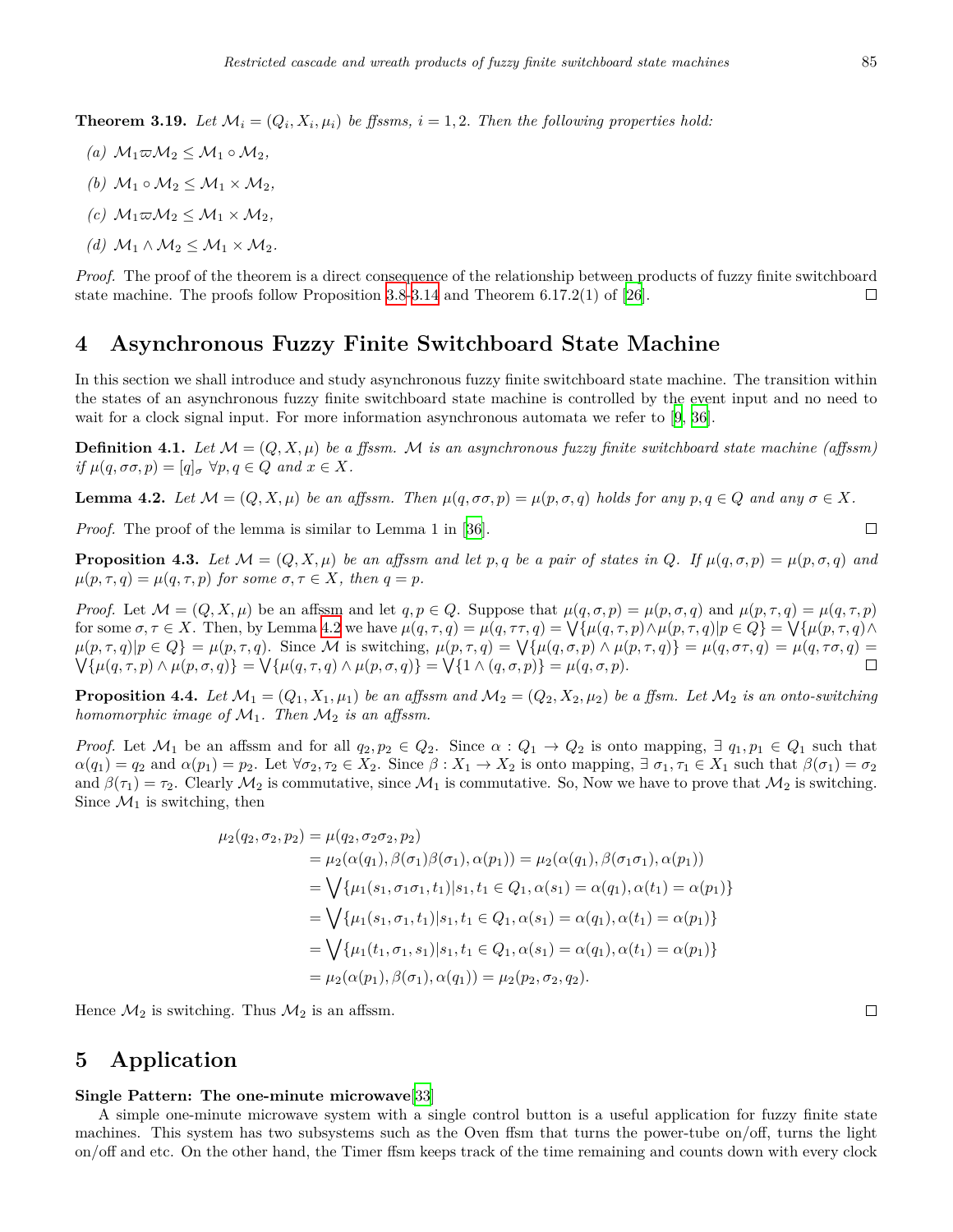**Theorem 3.19.** *Let $\mathcal{M}_i = (Q_i, X_i, \mu_i)$ be ffssms, $i = 1, 2$. Then the following properties hold:*

*(a)* $\mathcal{M}_1 \varpi \mathcal{M}_2 \leq \mathcal{M}_1 \circ \mathcal{M}_2$,

*(b)* $\mathcal{M}_1 \circ \mathcal{M}_2 \leq \mathcal{M}_1 \times \mathcal{M}_2$,

*(c)* $\mathcal{M}_1 \varpi \mathcal{M}_2 \leq \mathcal{M}_1 \times \mathcal{M}_2$,

*(d)* $\mathcal{M}_1 \wedge \mathcal{M}_2 \leq \mathcal{M}_1 \times \mathcal{M}_2$.

*Proof.* The proof of the theorem is a direct consequence of the relationship between products of fuzzy finite switchboard state machine. The proofs follow Proposition 3.8-3.14 and Theorem 6.17.2(1) of [26]. □

# 4 Asynchronous Fuzzy Finite Switchboard State Machine

In this section we shall introduce and study asynchronous fuzzy finite switchboard state machine. The transition within the states of an asynchronous fuzzy finite switchboard state machine is controlled by the event input and no need to wait for a clock signal input. For more information asynchronous automata we refer to [9, 36].

**Definition 4.1.** *Let $\mathcal{M} = (Q, X, \mu)$ be a ffssm. $\mathcal{M}$ is an asynchronous fuzzy finite switchboard state machine (affssm) if $\mu(q, \sigma\sigma, p) = [q]_\sigma$ $\forall p, q \in Q$ and $x \in X$.*

**Lemma 4.2.** *Let $\mathcal{M} = (Q, X, \mu)$ be an affssm. Then $\mu(q, \sigma\sigma, p) = \mu(p, \sigma, q)$ holds for any $p, q \in Q$ and any $\sigma \in X$.*

*Proof.* The proof of the lemma is similar to Lemma 1 in [36]. □

**Proposition 4.3.** *Let $\mathcal{M} = (Q, X, \mu)$ be an affssm and let $p, q$ be a pair of states in $Q$. If $\mu(q, \sigma, p) = \mu(p, \sigma, q)$ and $\mu(p, \tau, q) = \mu(q, \tau, p)$ for some $\sigma, \tau \in X$, then $q = p$.*

*Proof.* Let $\mathcal{M} = (Q, X, \mu)$ be an affssm and let $q, p \in Q$. Suppose that $\mu(q, \sigma, p) = \mu(p, \sigma, q)$ and $\mu(p, \tau, q) = \mu(q, \tau, p)$ for some $\sigma, \tau \in X$. Then, by Lemma 4.2 we have $\mu(q, \tau, q) = \mu(q, \tau\tau, q) = \bigvee\{\mu(q, \tau, p) \wedge \mu(p, \tau, q) | p \in Q\} = \bigvee\{\mu(p, \tau, q) \wedge \mu(p, \tau, q) | p \in Q\} = \mu(p, \tau, q)$. Since $\mathcal{M}$ is switching, $\mu(p, \tau, q) = \bigvee\{\mu(q, \sigma, p) \wedge \mu(p, \tau, q)\} = \mu(q, \sigma\tau, q) = \mu(q, \tau\sigma, q) = \bigvee\{\mu(q, \tau, p) \wedge \mu(p, \sigma, q)\} = \bigvee\{\mu(q, \tau, q) \wedge \mu(p, \sigma, q)\} = \bigvee\{1 \wedge (q, \sigma, p)\} = \mu(q, \sigma, p)$. □

**Proposition 4.4.** *Let $\mathcal{M}_1 = (Q_1, X_1, \mu_1)$ be an affssm and $\mathcal{M}_2 = (Q_2, X_2, \mu_2)$ be a ffssm. Let $\mathcal{M}_2$ is an onto-switching homomorphic image of $\mathcal{M}_1$. Then $\mathcal{M}_2$ is an affssm.*

*Proof.* Let $\mathcal{M}_1$ be an affssm and for all $q_2, p_2 \in Q_2$. Since $\alpha : Q_1 \to Q_2$ is onto mapping, $\exists$ $q_1, p_1 \in Q_1$ such that $\alpha(q_1) = q_2$ and $\alpha(p_1) = p_2$. Let $\forall \sigma_2, \tau_2 \in X_2$. Since $\beta : X_1 \to X_2$ is onto mapping, $\exists$ $\sigma_1, \tau_1 \in X_1$ such that $\beta(\sigma_1) = \sigma_2$ and $\beta(\tau_1) = \tau_2$. Clearly $\mathcal{M}_2$ is commutative, since $\mathcal{M}_1$ is commutative. So, Now we have to prove that $\mathcal{M}_2$ is switching. Since $\mathcal{M}_1$ is switching, then

$$
\begin{aligned}
\mu_2(q_2, \sigma_2, p_2) &= \mu(q_2, \sigma_2\sigma_2, p_2) \\
&= \mu_2(\alpha(q_1), \beta(\sigma_1)\beta(\sigma_1), \alpha(p_1)) = \mu_2(\alpha(q_1), \beta(\sigma_1\sigma_1), \alpha(p_1)) \\
&= \bigvee\{\mu_1(s_1, \sigma_1\sigma_1, t_1) | s_1, t_1 \in Q_1, \alpha(s_1) = \alpha(q_1), \alpha(t_1) = \alpha(p_1)\} \\
&= \bigvee\{\mu_1(s_1, \sigma_1, t_1) | s_1, t_1 \in Q_1, \alpha(s_1) = \alpha(q_1), \alpha(t_1) = \alpha(p_1)\} \\
&= \bigvee\{\mu_1(t_1, \sigma_1, s_1) | s_1, t_1 \in Q_1, \alpha(s_1) = \alpha(q_1), \alpha(t_1) = \alpha(p_1)\} \\
&= \mu_2(\alpha(p_1), \beta(\sigma_1), \alpha(q_1)) = \mu_2(p_2, \sigma_2, q_2).
\end{aligned}
$$

Hence $\mathcal{M}_2$ is switching. Thus $\mathcal{M}_2$ is an affssm. □

# 5 Application

**Single Pattern: The one-minute microwave**[33]

A simple one-minute microwave system with a single control button is a useful application for fuzzy finite state machines. This system has two subsystems such as the Oven ffsm that turns the power-tube on/off, turns the light on/off and etc. On the other hand, the Timer ffsm keeps track of the time remaining and counts down with every clock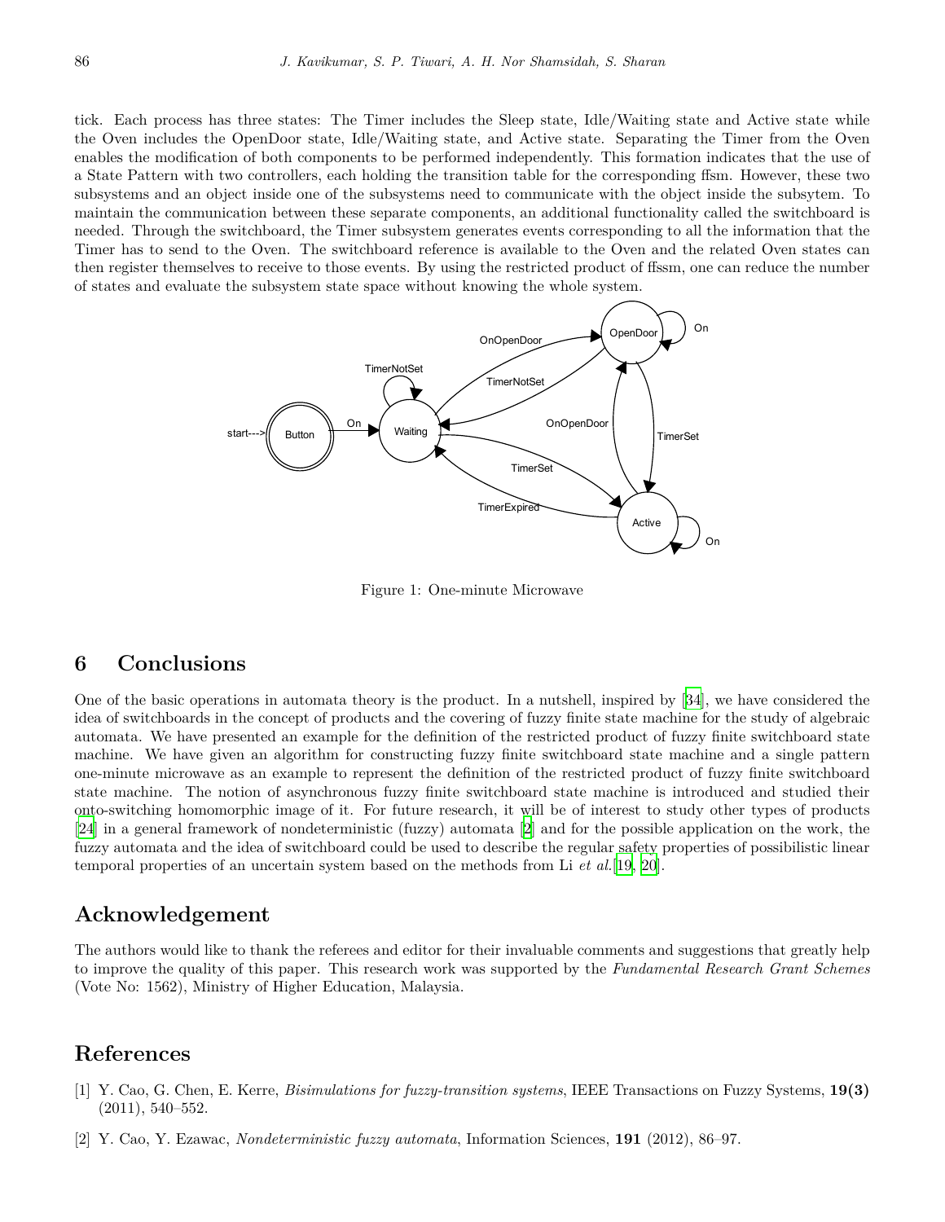tick. Each process has three states: The Timer includes the Sleep state, Idle/Waiting state and Active state while the Oven includes the OpenDoor state, Idle/Waiting state, and Active state. Separating the Timer from the Oven enables the modification of both components to be performed independently. This formation indicates that the use of a State Pattern with two controllers, each holding the transition table for the corresponding ffsm. However, these two subsystems and an object inside one of the subsystems need to communicate with the object inside the subsytem. To maintain the communication between these separate components, an additional functionality called the switchboard is needed. Through the switchboard, the Timer subsystem generates events corresponding to all the information that the Timer has to send to the Oven. The switchboard reference is available to the Oven and the related Oven states can then register themselves to receive to those events. By using the restricted product of ffssm, one can reduce the number of states and evaluate the subsystem state space without knowing the whole system.

Figure 1: One-minute Microwave

## 6 Conclusions

One of the basic operations in automata theory is the product. In a nutshell, inspired by [34], we have considered the idea of switchboards in the concept of products and the covering of fuzzy finite state machine for the study of algebraic automata. We have presented an example for the definition of the restricted product of fuzzy finite switchboard state machine. We have given an algorithm for constructing fuzzy finite switchboard state machine and a single pattern one-minute microwave as an example to represent the definition of the restricted product of fuzzy finite switchboard state machine. The notion of asynchronous fuzzy finite switchboard state machine is introduced and studied their onto-switching homomorphic image of it. For future research, it will be of interest to study other types of products [24] in a general framework of nondeterministic (fuzzy) automata [2] and for the possible application on the work, the fuzzy automata and the idea of switchboard could be used to describe the regular safety properties of possibilistic linear temporal properties of an uncertain system based on the methods from Li *et al.*[19, 20].

## Acknowledgement

The authors would like to thank the referees and editor for their invaluable comments and suggestions that greatly help to improve the quality of this paper. This research work was supported by the *Fundamental Research Grant Schemes* (Vote No: 1562), Ministry of Higher Education, Malaysia.

## References

[1] Y. Cao, G. Chen, E. Kerre, *Bisimulations for fuzzy-transition systems*, IEEE Transactions on Fuzzy Systems, **19(3)** (2011), 540–552.

[2] Y. Cao, Y. Ezawac, *Nondeterministic fuzzy automata*, Information Sciences, **191** (2012), 86–97.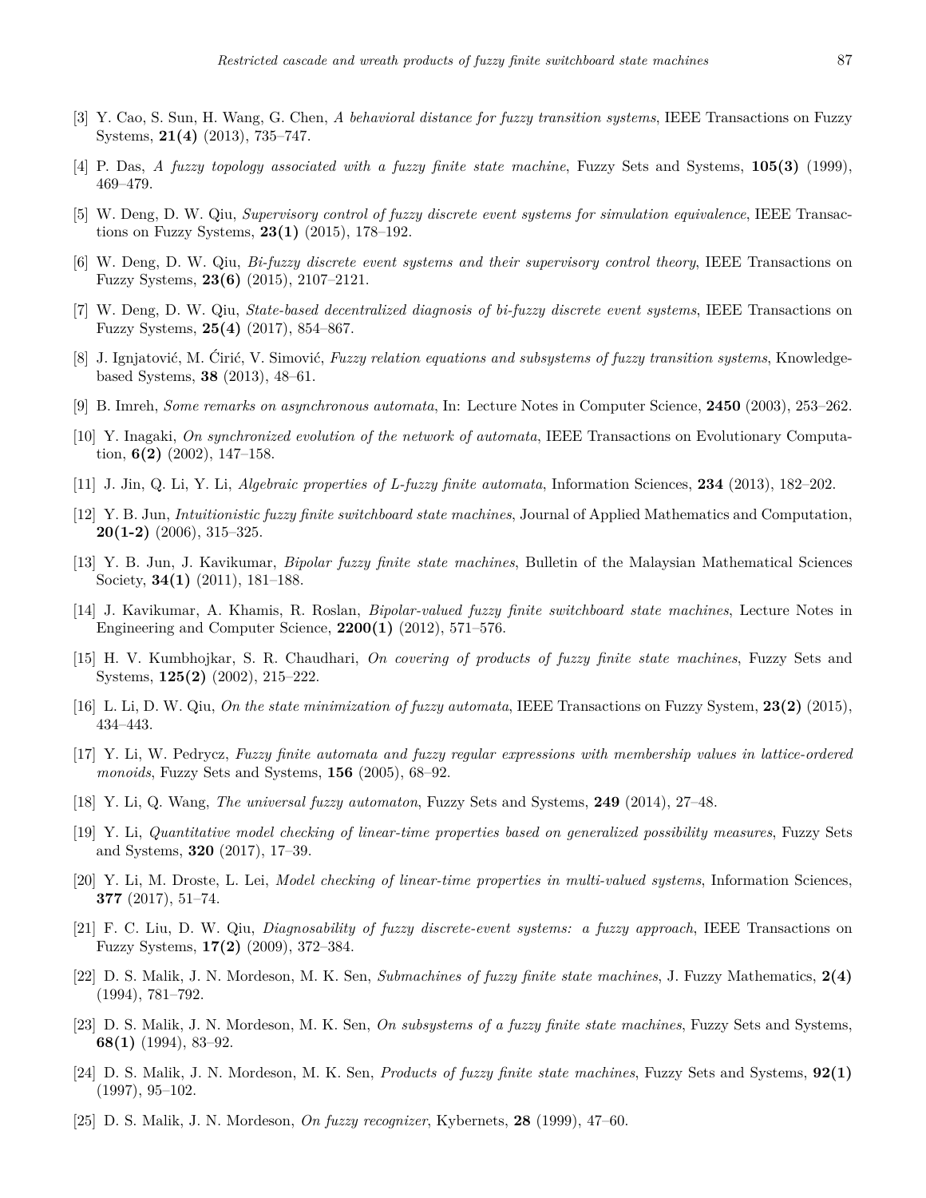[3] Y. Cao, S. Sun, H. Wang, G. Chen, *A behavioral distance for fuzzy transition systems*, IEEE Transactions on Fuzzy Systems, **21(4)** (2013), 735–747.

[4] P. Das, *A fuzzy topology associated with a fuzzy finite state machine*, Fuzzy Sets and Systems, **105(3)** (1999), 469–479.

[5] W. Deng, D. W. Qiu, *Supervisory control of fuzzy discrete event systems for simulation equivalence*, IEEE Transactions on Fuzzy Systems, **23(1)** (2015), 178–192.

[6] W. Deng, D. W. Qiu, *Bi-fuzzy discrete event systems and their supervisory control theory*, IEEE Transactions on Fuzzy Systems, **23(6)** (2015), 2107–2121.

[7] W. Deng, D. W. Qiu, *State-based decentralized diagnosis of bi-fuzzy discrete event systems*, IEEE Transactions on Fuzzy Systems, **25(4)** (2017), 854–867.

[8] J. Ignjatović, M. Ćirić, V. Simović, *Fuzzy relation equations and subsystems of fuzzy transition systems*, Knowledge-based Systems, **38** (2013), 48–61.

[9] B. Imreh, *Some remarks on asynchronous automata*, In: Lecture Notes in Computer Science, **2450** (2003), 253–262.

[10] Y. Inagaki, *On synchronized evolution of the network of automata*, IEEE Transactions on Evolutionary Computation, **6(2)** (2002), 147–158.

[11] J. Jin, Q. Li, Y. Li, *Algebraic properties of L-fuzzy finite automata*, Information Sciences, **234** (2013), 182–202.

[12] Y. B. Jun, *Intuitionistic fuzzy finite switchboard state machines*, Journal of Applied Mathematics and Computation, **20(1-2)** (2006), 315–325.

[13] Y. B. Jun, J. Kavikumar, *Bipolar fuzzy finite state machines*, Bulletin of the Malaysian Mathematical Sciences Society, **34(1)** (2011), 181–188.

[14] J. Kavikumar, A. Khamis, R. Roslan, *Bipolar-valued fuzzy finite switchboard state machines*, Lecture Notes in Engineering and Computer Science, **2200(1)** (2012), 571–576.

[15] H. V. Kumbhojkar, S. R. Chaudhari, *On covering of products of fuzzy finite state machines*, Fuzzy Sets and Systems, **125(2)** (2002), 215–222.

[16] L. Li, D. W. Qiu, *On the state minimization of fuzzy automata*, IEEE Transactions on Fuzzy System, **23(2)** (2015), 434–443.

[17] Y. Li, W. Pedrycz, *Fuzzy finite automata and fuzzy regular expressions with membership values in lattice-ordered monoids*, Fuzzy Sets and Systems, **156** (2005), 68–92.

[18] Y. Li, Q. Wang, *The universal fuzzy automaton*, Fuzzy Sets and Systems, **249** (2014), 27–48.

[19] Y. Li, *Quantitative model checking of linear-time properties based on generalized possibility measures*, Fuzzy Sets and Systems, **320** (2017), 17–39.

[20] Y. Li, M. Droste, L. Lei, *Model checking of linear-time properties in multi-valued systems*, Information Sciences, **377** (2017), 51–74.

[21] F. C. Liu, D. W. Qiu, *Diagnosability of fuzzy discrete-event systems: a fuzzy approach*, IEEE Transactions on Fuzzy Systems, **17(2)** (2009), 372–384.

[22] D. S. Malik, J. N. Mordeson, M. K. Sen, *Submachines of fuzzy finite state machines*, J. Fuzzy Mathematics, **2(4)** (1994), 781–792.

[23] D. S. Malik, J. N. Mordeson, M. K. Sen, *On subsystems of a fuzzy finite state machines*, Fuzzy Sets and Systems, **68(1)** (1994), 83–92.

[24] D. S. Malik, J. N. Mordeson, M. K. Sen, *Products of fuzzy finite state machines*, Fuzzy Sets and Systems, **92(1)** (1997), 95–102.

[25] D. S. Malik, J. N. Mordeson, *On fuzzy recognizer*, Kybernets, **28** (1999), 47–60.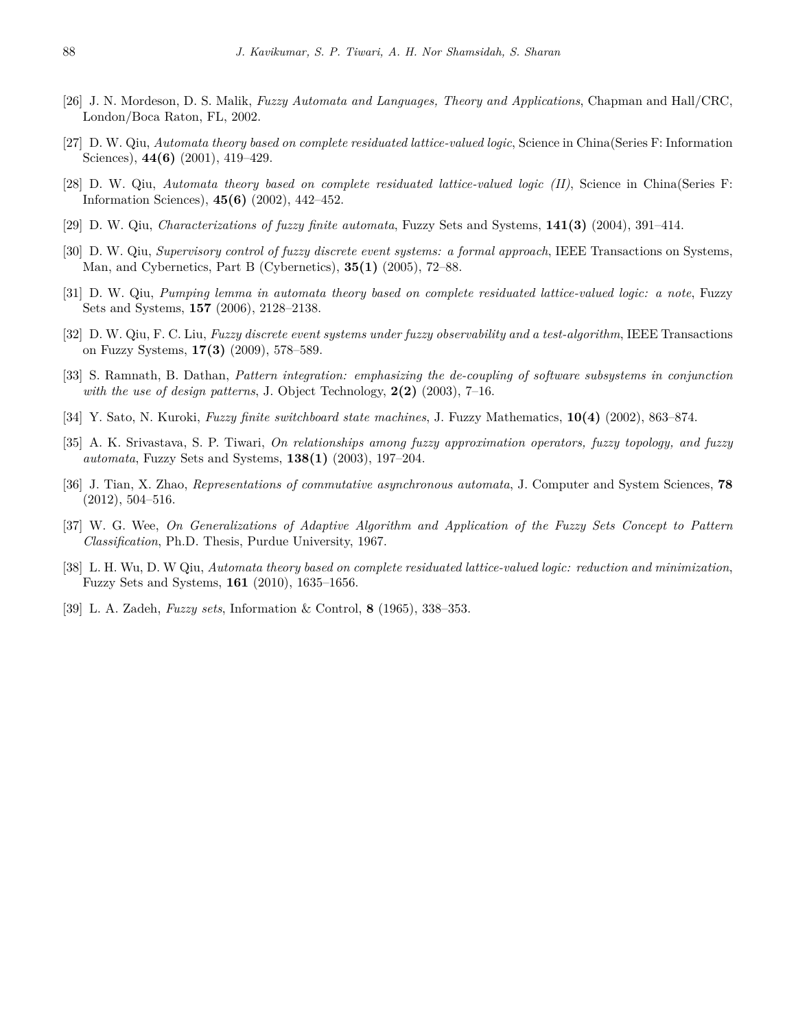[26] J. N. Mordeson, D. S. Malik, *Fuzzy Automata and Languages, Theory and Applications*, Chapman and Hall/CRC, London/Boca Raton, FL, 2002.

[27] D. W. Qiu, *Automata theory based on complete residuated lattice-valued logic*, Science in China(Series F: Information Sciences), **44(6)** (2001), 419–429.

[28] D. W. Qiu, *Automata theory based on complete residuated lattice-valued logic (II)*, Science in China(Series F: Information Sciences), **45(6)** (2002), 442–452.

[29] D. W. Qiu, *Characterizations of fuzzy finite automata*, Fuzzy Sets and Systems, **141(3)** (2004), 391–414.

[30] D. W. Qiu, *Supervisory control of fuzzy discrete event systems: a formal approach*, IEEE Transactions on Systems, Man, and Cybernetics, Part B (Cybernetics), **35(1)** (2005), 72–88.

[31] D. W. Qiu, *Pumping lemma in automata theory based on complete residuated lattice-valued logic: a note*, Fuzzy Sets and Systems, **157** (2006), 2128–2138.

[32] D. W. Qiu, F. C. Liu, *Fuzzy discrete event systems under fuzzy observability and a test-algorithm*, IEEE Transactions on Fuzzy Systems, **17(3)** (2009), 578–589.

[33] S. Ramnath, B. Dathan, *Pattern integration: emphasizing the de-coupling of software subsystems in conjunction with the use of design patterns*, J. Object Technology, **2(2)** (2003), 7–16.

[34] Y. Sato, N. Kuroki, *Fuzzy finite switchboard state machines*, J. Fuzzy Mathematics, **10(4)** (2002), 863–874.

[35] A. K. Srivastava, S. P. Tiwari, *On relationships among fuzzy approximation operators, fuzzy topology, and fuzzy automata*, Fuzzy Sets and Systems, **138(1)** (2003), 197–204.

[36] J. Tian, X. Zhao, *Representations of commutative asynchronous automata*, J. Computer and System Sciences, **78** (2012), 504–516.

[37] W. G. Wee, *On Generalizations of Adaptive Algorithm and Application of the Fuzzy Sets Concept to Pattern Classification*, Ph.D. Thesis, Purdue University, 1967.

[38] L. H. Wu, D. W Qiu, *Automata theory based on complete residuated lattice-valued logic: reduction and minimization*, Fuzzy Sets and Systems, **161** (2010), 1635–1656.

[39] L. A. Zadeh, *Fuzzy sets*, Information & Control, **8** (1965), 338–353.